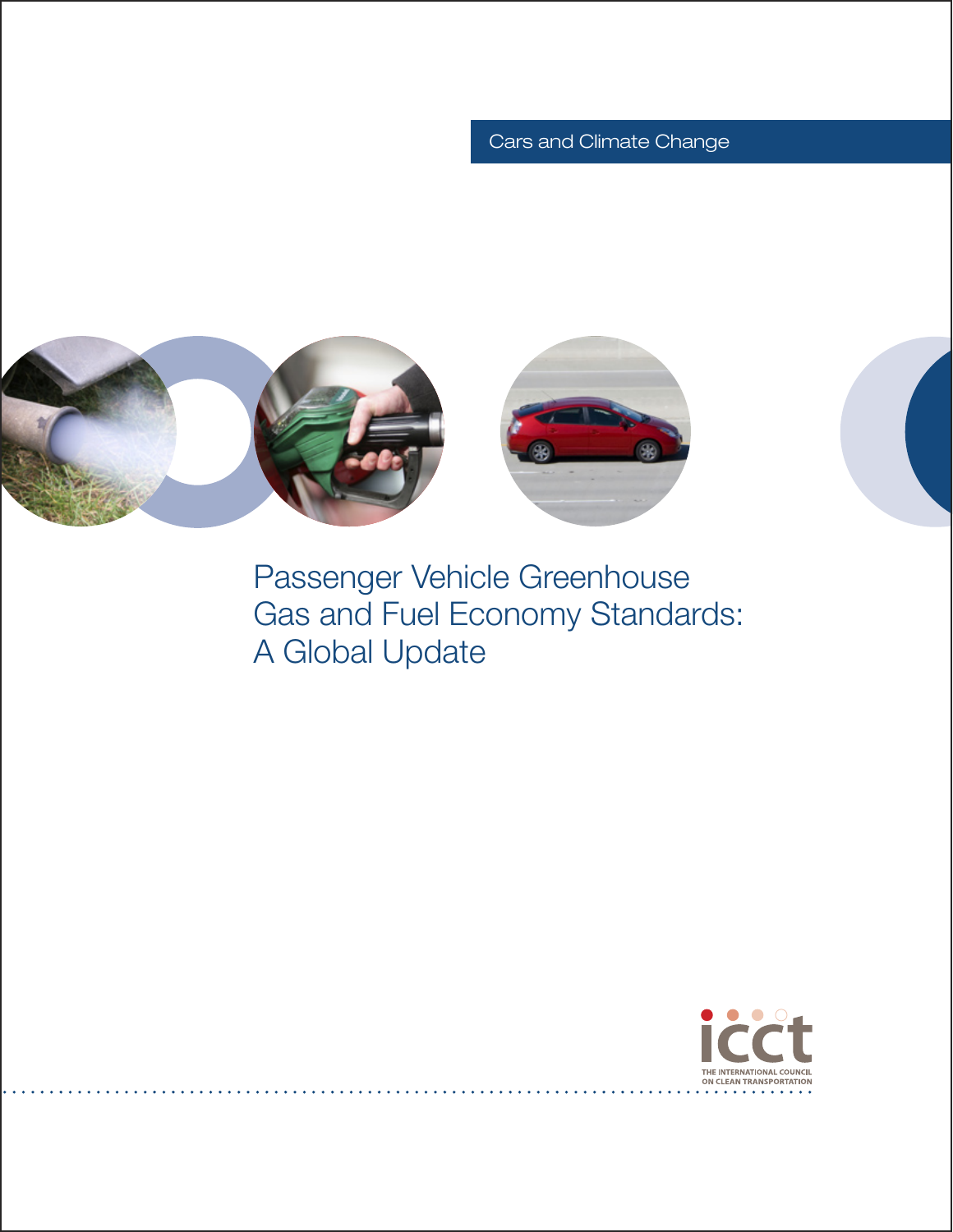Cars and Climate Change

# Passenger Vehicle Greenhouse Gas and Fuel Economy Standards: A Global Update

icct

THE INTERNATIONAL COUNCIL ON CLEAN TRANSPORTATION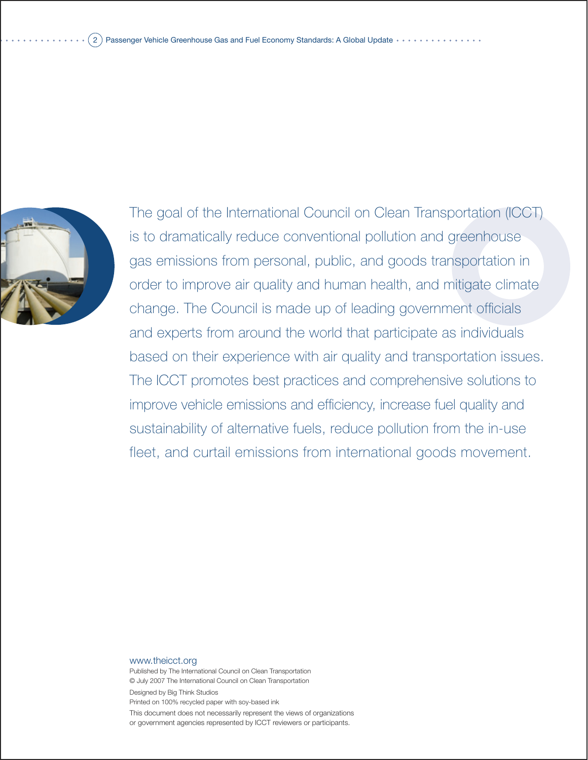The goal of the International Council on Clean Transportation (ICCT) is to dramatically reduce conventional pollution and greenhouse gas emissions from personal, public, and goods transportation in order to improve air quality and human health, and mitigate climate change. The Council is made up of leading government officials and experts from around the world that participate as individuals based on their experience with air quality and transportation issues. The ICCT promotes best practices and comprehensive solutions to improve vehicle emissions and efficiency, increase fuel quality and sustainability of alternative fuels, reduce pollution from the in-use fleet, and curtail emissions from international goods movement.

www.theicct.org

Published by The International Council on Clean Transportation

© July 2007 The International Council on Clean Transportation

Designed by Big Think Studios

Printed on 100% recycled paper with soy-based ink

This document does not necessarily represent the views of organizations or government agencies represented by ICCT reviewers or participants.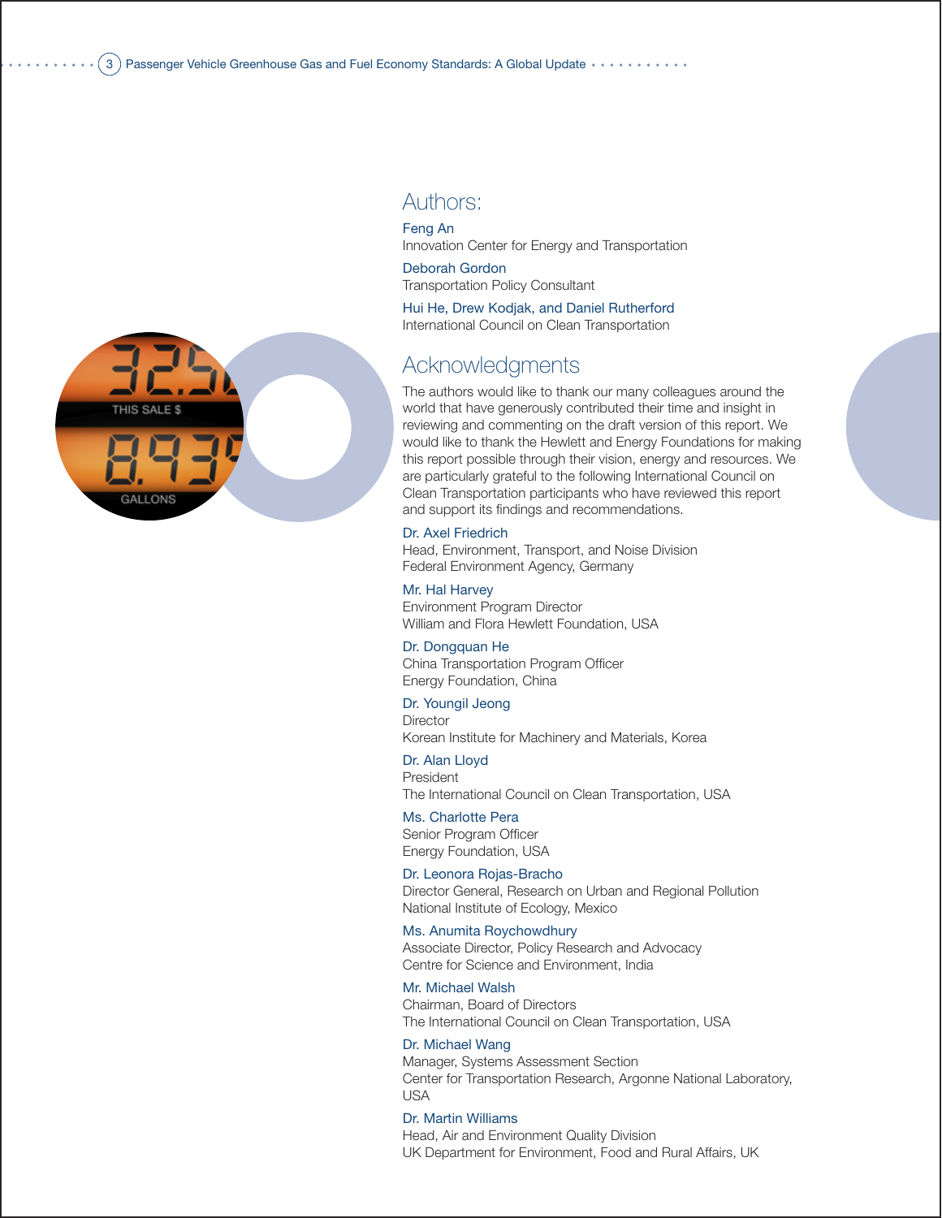## Authors:

Feng An
Innovation Center for Energy and Transportation

Deborah Gordon
Transportation Policy Consultant

Hui He, Drew Kodjak, and Daniel Rutherford
International Council on Clean Transportation

## Acknowledgments

The authors would like to thank our many colleagues around the world that have generously contributed their time and insight in reviewing and commenting on the draft version of this report. We would like to thank the Hewlett and Energy Foundations for making this report possible through their vision, energy and resources. We are particularly grateful to the following International Council on Clean Transportation participants who have reviewed this report and support its findings and recommendations.

Dr. Axel Friedrich
Head, Environment, Transport, and Noise Division
Federal Environment Agency, Germany

Mr. Hal Harvey
Environment Program Director
William and Flora Hewlett Foundation, USA

Dr. Dongquan He
China Transportation Program Officer
Energy Foundation, China

Dr. Youngil Jeong
Director
Korean Institute for Machinery and Materials, Korea

Dr. Alan Lloyd
President
The International Council on Clean Transportation, USA

Ms. Charlotte Pera
Senior Program Officer
Energy Foundation, USA

Dr. Leonora Rojas-Bracho
Director General, Research on Urban and Regional Pollution
National Institute of Ecology, Mexico

Ms. Anumita Roychowdhury
Associate Director, Policy Research and Advocacy
Centre for Science and Environment, India

Mr. Michael Walsh
Chairman, Board of Directors
The International Council on Clean Transportation, USA

Dr. Michael Wang
Manager, Systems Assessment Section
Center for Transportation Research, Argonne National Laboratory, USA

Dr. Martin Williams
Head, Air and Environment Quality Division
UK Department for Environment, Food and Rural Affairs, UK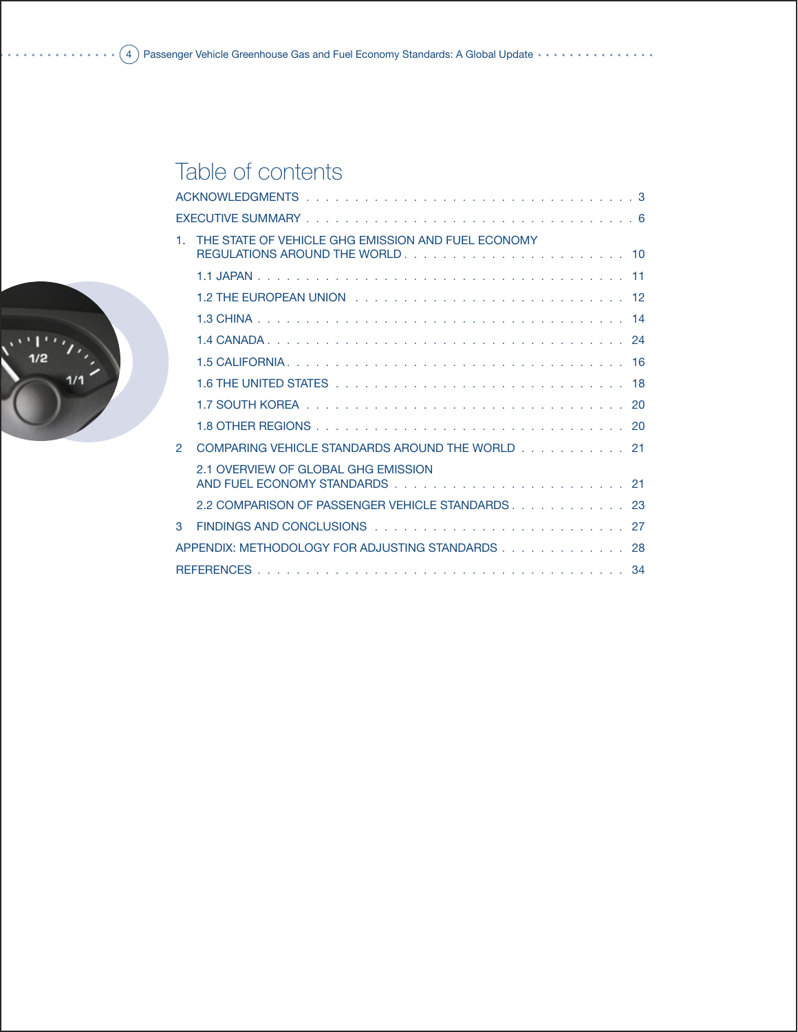# Table of contents

ACKNOWLEDGMENTS . . . . . . . . . . . . . . . . . . . . . . . . . . . . . . . . . . . 3

EXECUTIVE SUMMARY . . . . . . . . . . . . . . . . . . . . . . . . . . . . . . . . . . 6

1. THE STATE OF VEHICLE GHG EMISSION AND FUEL ECONOMY REGULATIONS AROUND THE WORLD . . . . . . . . . . . . . . . . . . . . . . . 10
   - 1.1 JAPAN . . . . . . . . . . . . . . . . . . . . . . . . . . . . . . . . . . . 11
   - 1.2 THE EUROPEAN UNION . . . . . . . . . . . . . . . . . . . . . . . . . . 12
   - 1.3 CHINA . . . . . . . . . . . . . . . . . . . . . . . . . . . . . . . . . . . 14
   - 1.4 CANADA . . . . . . . . . . . . . . . . . . . . . . . . . . . . . . . . . . 24
   - 1.5 CALIFORNIA . . . . . . . . . . . . . . . . . . . . . . . . . . . . . . . . 16
   - 1.6 THE UNITED STATES . . . . . . . . . . . . . . . . . . . . . . . . . . . 18
   - 1.7 SOUTH KOREA . . . . . . . . . . . . . . . . . . . . . . . . . . . . . . 20
   - 1.8 OTHER REGIONS . . . . . . . . . . . . . . . . . . . . . . . . . . . . . 20

2 COMPARING VEHICLE STANDARDS AROUND THE WORLD . . . . . . . . . . . 21
   - 2.1 OVERVIEW OF GLOBAL GHG EMISSION AND FUEL ECONOMY STANDARDS . . . . . . . . . . . . . . . . . . . . . . . . 21
   - 2.2 COMPARISON OF PASSENGER VEHICLE STANDARDS . . . . . . . . . . . . 23

3 FINDINGS AND CONCLUSIONS . . . . . . . . . . . . . . . . . . . . . . . . . . 27

APPENDIX: METHODOLOGY FOR ADJUSTING STANDARDS . . . . . . . . . . . . . 28

REFERENCES . . . . . . . . . . . . . . . . . . . . . . . . . . . . . . . . . . . . . 34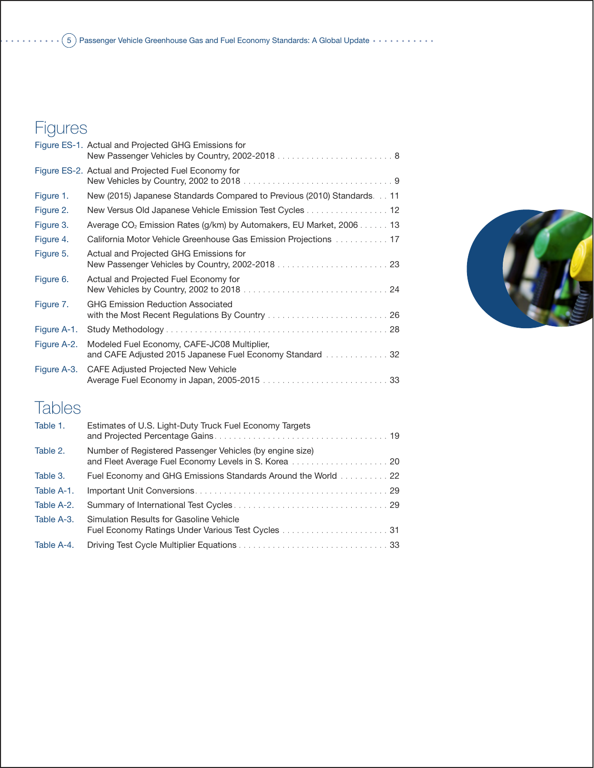# Figures

Figure ES-1. Actual and Projected GHG Emissions for New Passenger Vehicles by Country, 2002-2018 . . . . . . . . . . 8

Figure ES-2. Actual and Projected Fuel Economy for New Vehicles by Country, 2002 to 2018 . . . . . . . . . . 9

Figure 1. New (2015) Japanese Standards Compared to Previous (2010) Standards . . . 11

Figure 2. New Versus Old Japanese Vehicle Emission Test Cycles . . . . . . . . . . 12

Figure 3. Average $CO_2$ Emission Rates (g/km) by Automakers, EU Market, 2006 . . . . . . 13

Figure 4. California Motor Vehicle Greenhouse Gas Emission Projections . . . . . . . . . . 17

Figure 5. Actual and Projected GHG Emissions for New Passenger Vehicles by Country, 2002-2018 . . . . . . . . . . 23

Figure 6. Actual and Projected Fuel Economy for New Vehicles by Country, 2002 to 2018 . . . . . . . . . . 24

Figure 7. GHG Emission Reduction Associated with the Most Recent Regulations By Country . . . . . . . . . . 26

Figure A-1. Study Methodology . . . . . . . . . . 28

Figure A-2. Modeled Fuel Economy, CAFE-JC08 Multiplier, and CAFE Adjusted 2015 Japanese Fuel Economy Standard . . . . . . . . . . 32

Figure A-3. CAFE Adjusted Projected New Vehicle Average Fuel Economy in Japan, 2005-2015 . . . . . . . . . . 33

# Tables

Table 1. Estimates of U.S. Light-Duty Truck Fuel Economy Targets and Projected Percentage Gains . . . . . . . . . . 19

Table 2. Number of Registered Passenger Vehicles (by engine size) and Fleet Average Fuel Economy Levels in S. Korea . . . . . . . . . . 20

Table 3. Fuel Economy and GHG Emissions Standards Around the World . . . . . . . . . . 22

Table A-1. Important Unit Conversions . . . . . . . . . . 29

Table A-2. Summary of International Test Cycles . . . . . . . . . . 29

Table A-3. Simulation Results for Gasoline Vehicle Fuel Economy Ratings Under Various Test Cycles . . . . . . . . . . 31

Table A-4. Driving Test Cycle Multiplier Equations . . . . . . . . . . 33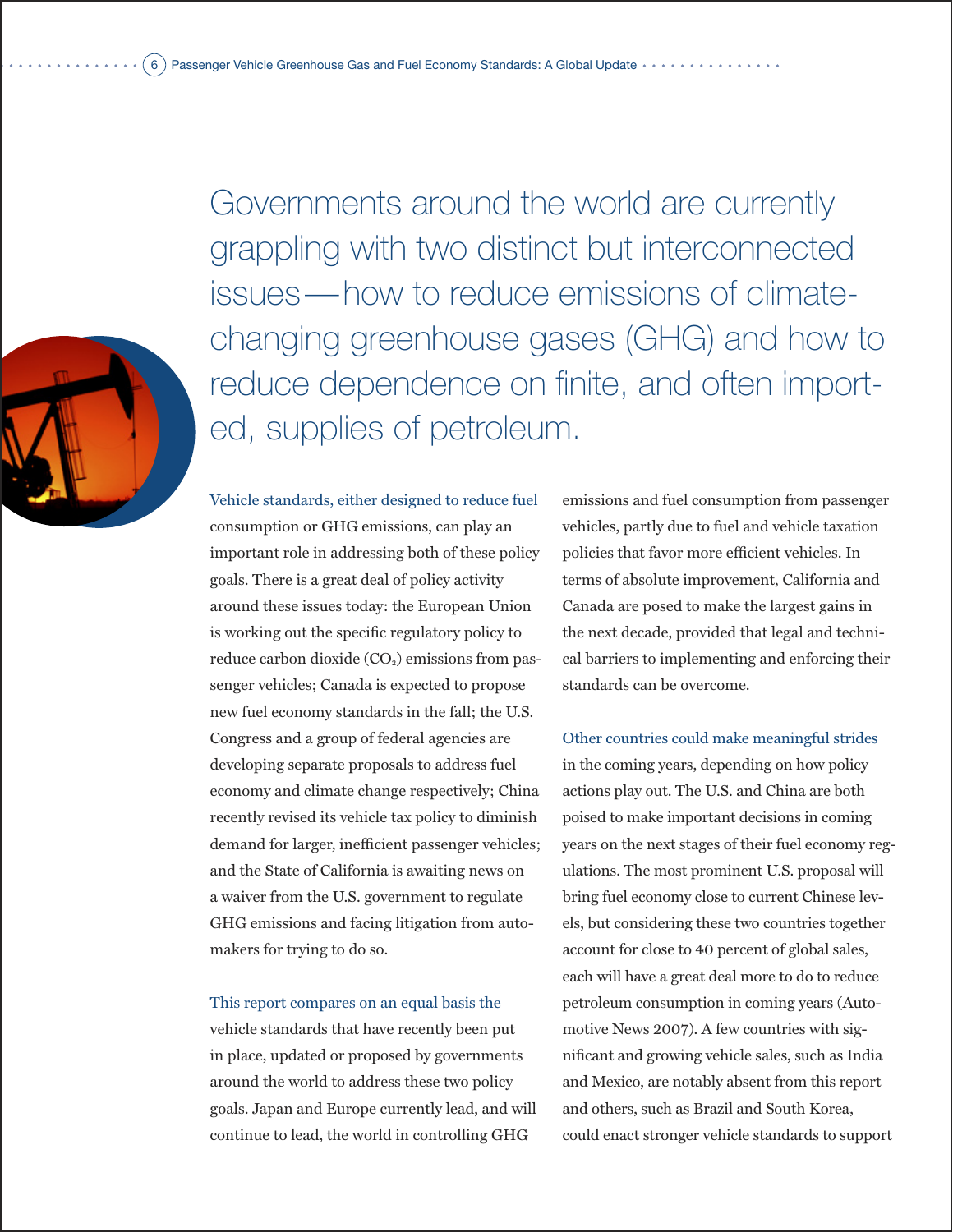Governments around the world are currently grappling with two distinct but interconnected issues—how to reduce emissions of climate-changing greenhouse gases (GHG) and how to reduce dependence on finite, and often imported, supplies of petroleum.

Vehicle standards, either designed to reduce fuel consumption or GHG emissions, can play an important role in addressing both of these policy goals. There is a great deal of policy activity around these issues today: the European Union is working out the specific regulatory policy to reduce carbon dioxide ($CO_2$) emissions from passenger vehicles; Canada is expected to propose new fuel economy standards in the fall; the U.S. Congress and a group of federal agencies are developing separate proposals to address fuel economy and climate change respectively; China recently revised its vehicle tax policy to diminish demand for larger, inefficient passenger vehicles; and the State of California is awaiting news on a waiver from the U.S. government to regulate GHG emissions and facing litigation from automakers for trying to do so.

This report compares on an equal basis the vehicle standards that have recently been put in place, updated or proposed by governments around the world to address these two policy goals. Japan and Europe currently lead, and will continue to lead, the world in controlling GHG emissions and fuel consumption from passenger vehicles, partly due to fuel and vehicle taxation policies that favor more efficient vehicles. In terms of absolute improvement, California and Canada are posed to make the largest gains in the next decade, provided that legal and technical barriers to implementing and enforcing their standards can be overcome.

Other countries could make meaningful strides in the coming years, depending on how policy actions play out. The U.S. and China are both poised to make important decisions in coming years on the next stages of their fuel economy regulations. The most prominent U.S. proposal will bring fuel economy close to current Chinese levels, but considering these two countries together account for close to 40 percent of global sales, each will have a great deal more to do to reduce petroleum consumption in coming years (Automotive News 2007). A few countries with significant and growing vehicle sales, such as India and Mexico, are notably absent from this report and others, such as Brazil and South Korea, could enact stronger vehicle standards to support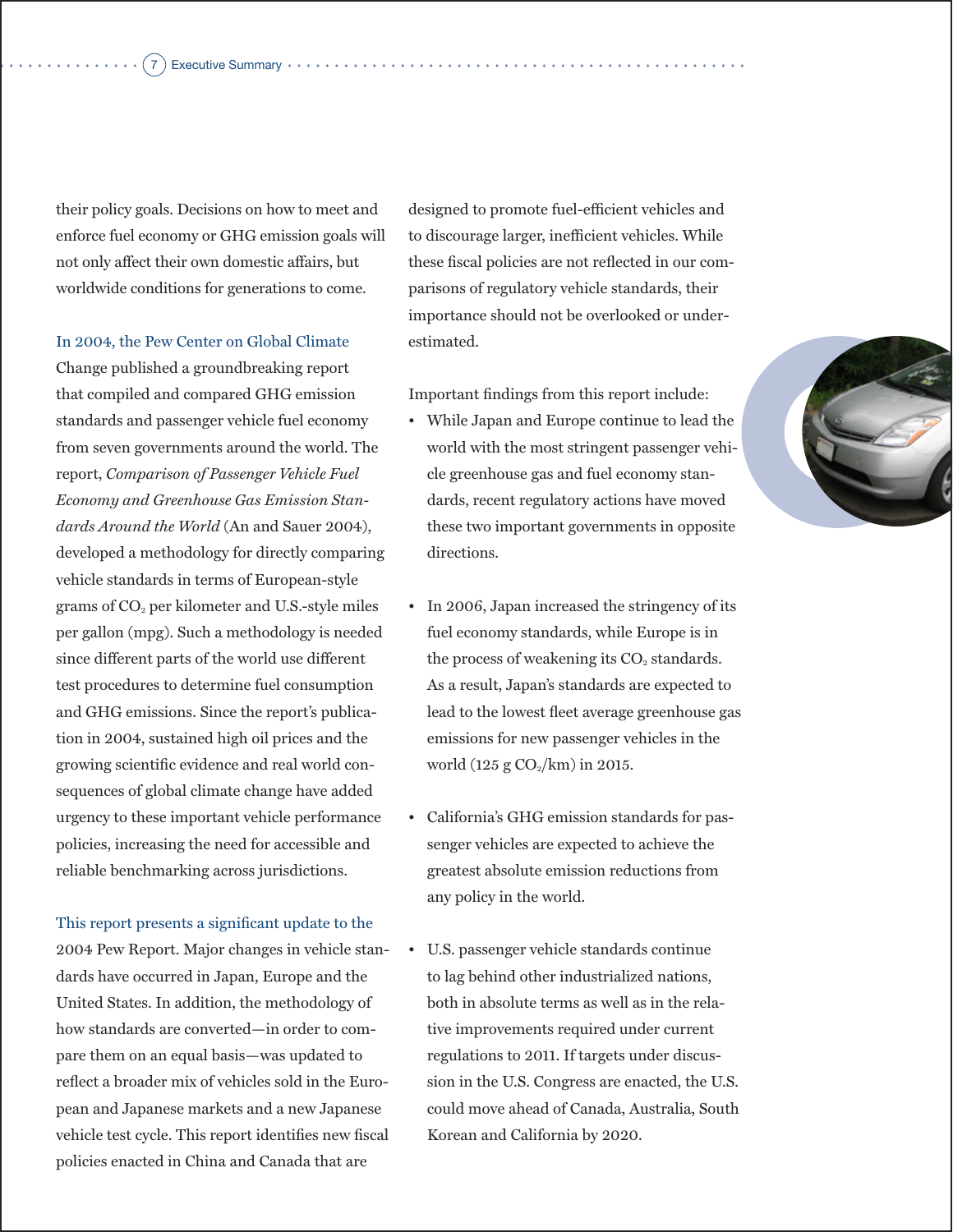their policy goals. Decisions on how to meet and enforce fuel economy or GHG emission goals will not only affect their own domestic affairs, but worldwide conditions for generations to come.

In 2004, the Pew Center on Global Climate Change published a groundbreaking report that compiled and compared GHG emission standards and passenger vehicle fuel economy from seven governments around the world. The report, *Comparison of Passenger Vehicle Fuel Economy and Greenhouse Gas Emission Standards Around the World* (An and Sauer 2004), developed a methodology for directly comparing vehicle standards in terms of European-style grams of $CO_2$ per kilometer and U.S.-style miles per gallon (mpg). Such a methodology is needed since different parts of the world use different test procedures to determine fuel consumption and GHG emissions. Since the report's publication in 2004, sustained high oil prices and the growing scientific evidence and real world consequences of global climate change have added urgency to these important vehicle performance policies, increasing the need for accessible and reliable benchmarking across jurisdictions.

This report presents a significant update to the 2004 Pew Report. Major changes in vehicle standards have occurred in Japan, Europe and the United States. In addition, the methodology of how standards are converted—in order to compare them on an equal basis—was updated to reflect a broader mix of vehicles sold in the European and Japanese markets and a new Japanese vehicle test cycle. This report identifies new fiscal policies enacted in China and Canada that are designed to promote fuel-efficient vehicles and to discourage larger, inefficient vehicles. While these fiscal policies are not reflected in our comparisons of regulatory vehicle standards, their importance should not be overlooked or underestimated.

Important findings from this report include:

- While Japan and Europe continue to lead the world with the most stringent passenger vehicle greenhouse gas and fuel economy standards, recent regulatory actions have moved these two important governments in opposite directions.

- In 2006, Japan increased the stringency of its fuel economy standards, while Europe is in the process of weakening its $CO_2$ standards. As a result, Japan's standards are expected to lead to the lowest fleet average greenhouse gas emissions for new passenger vehicles in the world (125 g $CO_2$/km) in 2015.

- California's GHG emission standards for passenger vehicles are expected to achieve the greatest absolute emission reductions from any policy in the world.

- U.S. passenger vehicle standards continue to lag behind other industrialized nations, both in absolute terms as well as in the relative improvements required under current regulations to 2011. If targets under discussion in the U.S. Congress are enacted, the U.S. could move ahead of Canada, Australia, South Korean and California by 2020.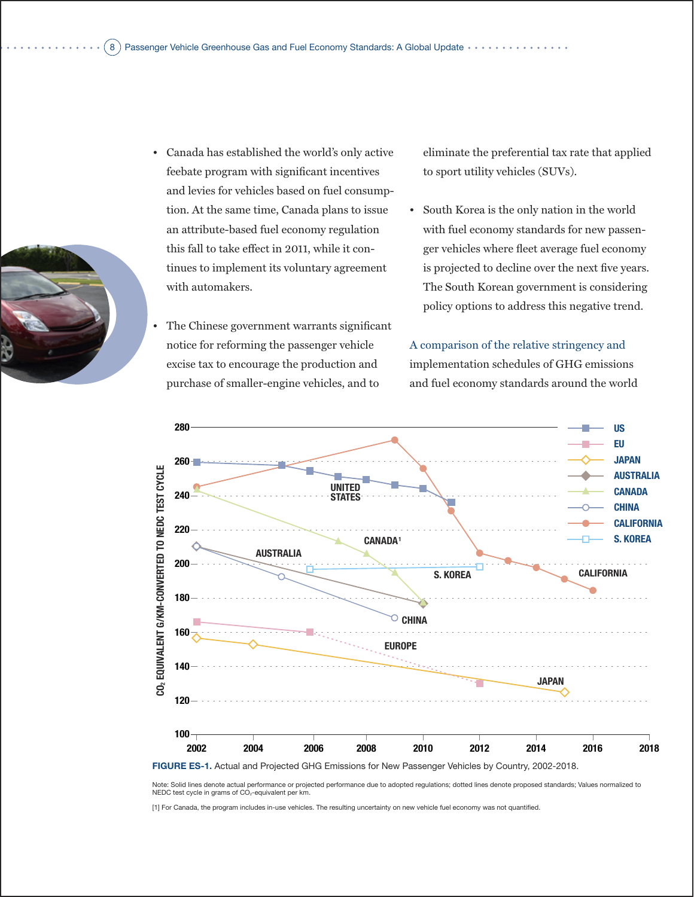- Canada has established the world's only active feebate program with significant incentives and levies for vehicles based on fuel consumption. At the same time, Canada plans to issue an attribute-based fuel economy regulation this fall to take effect in 2011, while it continues to implement its voluntary agreement with automakers.

- The Chinese government warrants significant notice for reforming the passenger vehicle excise tax to encourage the production and purchase of smaller-engine vehicles, and to eliminate the preferential tax rate that applied to sport utility vehicles (SUVs).

- South Korea is the only nation in the world with fuel economy standards for new passenger vehicles where fleet average fuel economy is projected to decline over the next five years. The South Korean government is considering policy options to address this negative trend.

A comparison of the relative stringency and implementation schedules of GHG emissions and fuel economy standards around the world

**FIGURE ES-1.** Actual and Projected GHG Emissions for New Passenger Vehicles by Country, 2002-2018.

Note: Solid lines denote actual performance or projected performance due to adopted regulations; dotted lines denote proposed standards; Values normalized to NEDC test cycle in grams of $CO_2$-equivalent per km.

[1] For Canada, the program includes in-use vehicles. The resulting uncertainty on new vehicle fuel economy was not quantified.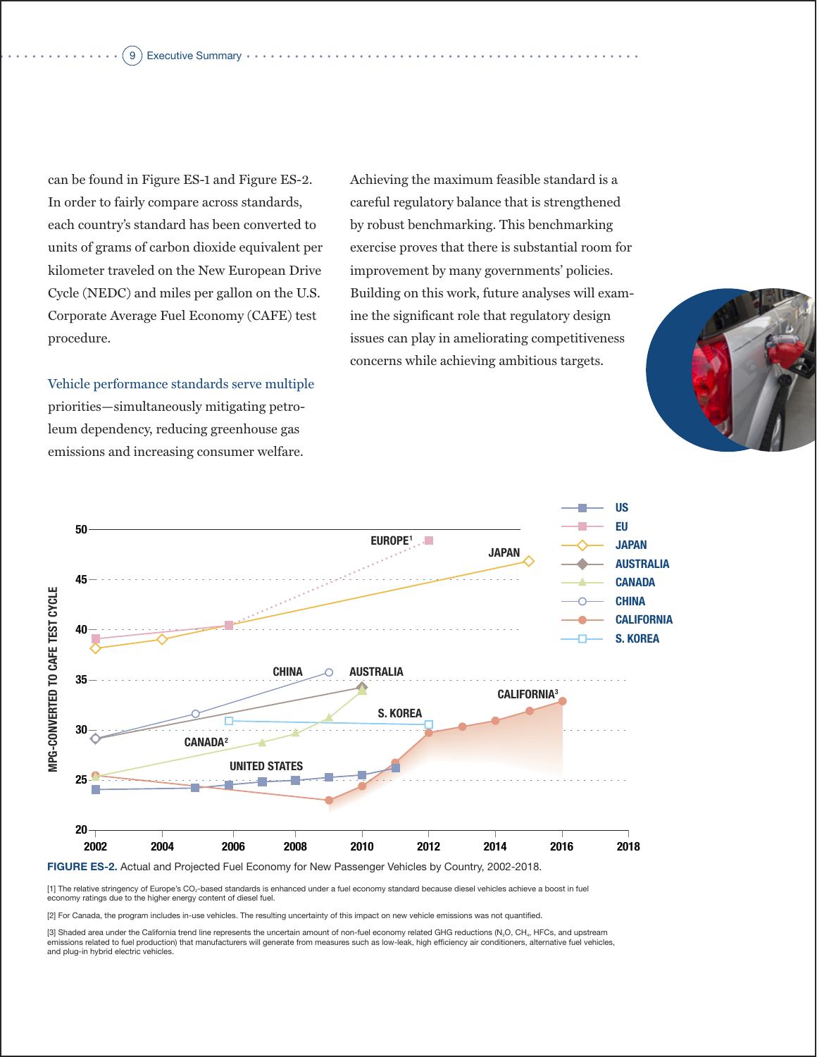can be found in Figure ES-1 and Figure ES-2. In order to fairly compare across standards, each country's standard has been converted to units of grams of carbon dioxide equivalent per kilometer traveled on the New European Drive Cycle (NEDC) and miles per gallon on the U.S. Corporate Average Fuel Economy (CAFE) test procedure.

Vehicle performance standards serve multiple priorities—simultaneously mitigating petroleum dependency, reducing greenhouse gas emissions and increasing consumer welfare.

Achieving the maximum feasible standard is a careful regulatory balance that is strengthened by robust benchmarking. This benchmarking exercise proves that there is substantial room for improvement by many governments' policies. Building on this work, future analyses will examine the significant role that regulatory design issues can play in ameliorating competitiveness concerns while achieving ambitious targets.

**FIGURE ES-2.** Actual and Projected Fuel Economy for New Passenger Vehicles by Country, 2002-2018.

[1] The relative stringency of Europe's $CO_2$-based standards is enhanced under a fuel economy standard because diesel vehicles achieve a boost in fuel economy ratings due to the higher energy content of diesel fuel.

[2] For Canada, the program includes in-use vehicles. The resulting uncertainty of this impact on new vehicle emissions was not quantified.

[3] Shaded area under the California trend line represents the uncertain amount of non-fuel economy related GHG reductions ($N_2O$, $CH_4$, HFCs, and upstream emissions related to fuel production) that manufacturers will generate from measures such as low-leak, high efficiency air conditioners, alternative fuel vehicles, and plug-in hybrid electric vehicles.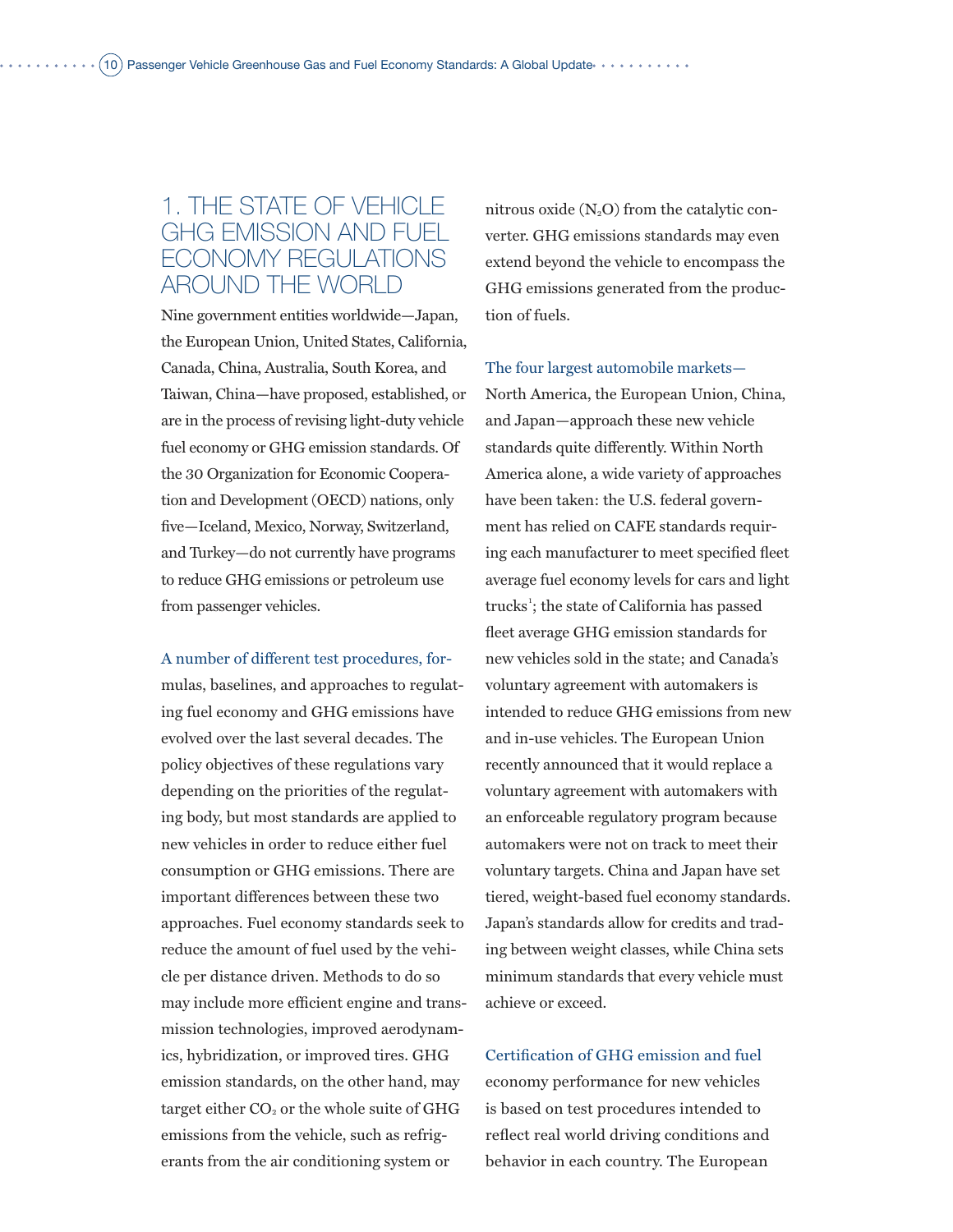# 1. THE STATE OF VEHICLE GHG EMISSION AND FUEL ECONOMY REGULATIONS AROUND THE WORLD

Nine government entities worldwide—Japan, the European Union, United States, California, Canada, China, Australia, South Korea, and Taiwan, China—have proposed, established, or are in the process of revising light-duty vehicle fuel economy or GHG emission standards. Of the 30 Organization for Economic Cooperation and Development (OECD) nations, only five—Iceland, Mexico, Norway, Switzerland, and Turkey—do not currently have programs to reduce GHG emissions or petroleum use from passenger vehicles.

A number of different test procedures, formulas, baselines, and approaches to regulating fuel economy and GHG emissions have evolved over the last several decades. The policy objectives of these regulations vary depending on the priorities of the regulating body, but most standards are applied to new vehicles in order to reduce either fuel consumption or GHG emissions. There are important differences between these two approaches. Fuel economy standards seek to reduce the amount of fuel used by the vehicle per distance driven. Methods to do so may include more efficient engine and transmission technologies, improved aerodynamics, hybridization, or improved tires. GHG emission standards, on the other hand, may target either $CO_2$ or the whole suite of GHG emissions from the vehicle, such as refrigerants from the air conditioning system or nitrous oxide ($N_2O$) from the catalytic converter. GHG emissions standards may even extend beyond the vehicle to encompass the GHG emissions generated from the production of fuels.

The four largest automobile markets—North America, the European Union, China, and Japan—approach these new vehicle standards quite differently. Within North America alone, a wide variety of approaches have been taken: the U.S. federal government has relied on CAFE standards requiring each manufacturer to meet specified fleet average fuel economy levels for cars and light trucks[1]; the state of California has passed fleet average GHG emission standards for new vehicles sold in the state; and Canada's voluntary agreement with automakers is intended to reduce GHG emissions from new and in-use vehicles. The European Union recently announced that it would replace a voluntary agreement with automakers with an enforceable regulatory program because automakers were not on track to meet their voluntary targets. China and Japan have set tiered, weight-based fuel economy standards. Japan's standards allow for credits and trading between weight classes, while China sets minimum standards that every vehicle must achieve or exceed.

Certification of GHG emission and fuel economy performance for new vehicles is based on test procedures intended to reflect real world driving conditions and behavior in each country. The European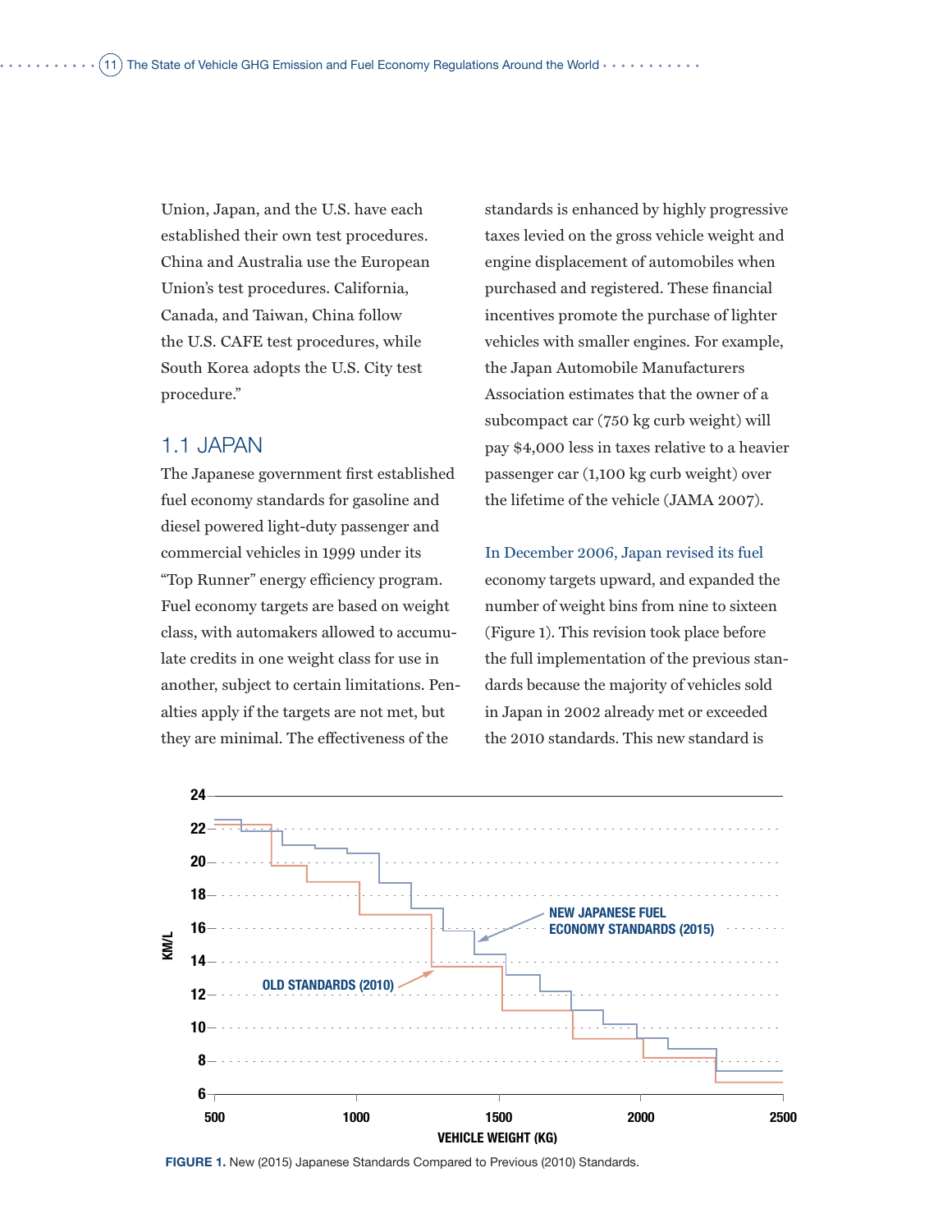Union, Japan, and the U.S. have each established their own test procedures. China and Australia use the European Union's test procedures. California, Canada, and Taiwan, China follow the U.S. CAFE test procedures, while South Korea adopts the U.S. City test procedure."

## 1.1 JAPAN

The Japanese government first established fuel economy standards for gasoline and diesel powered light-duty passenger and commercial vehicles in 1999 under its "Top Runner" energy efficiency program. Fuel economy targets are based on weight class, with automakers allowed to accumulate credits in one weight class for use in another, subject to certain limitations. Penalties apply if the targets are not met, but they are minimal. The effectiveness of the standards is enhanced by highly progressive taxes levied on the gross vehicle weight and engine displacement of automobiles when purchased and registered. These financial incentives promote the purchase of lighter vehicles with smaller engines. For example, the Japan Automobile Manufacturers Association estimates that the owner of a subcompact car (750 kg curb weight) will pay $4,000 less in taxes relative to a heavier passenger car (1,100 kg curb weight) over the lifetime of the vehicle (JAMA 2007).

In December 2006, Japan revised its fuel economy targets upward, and expanded the number of weight bins from nine to sixteen (Figure 1). This revision took place before the full implementation of the previous standards because the majority of vehicles sold in Japan in 2002 already met or exceeded the 2010 standards. This new standard is

**FIGURE 1.** New (2015) Japanese Standards Compared to Previous (2010) Standards.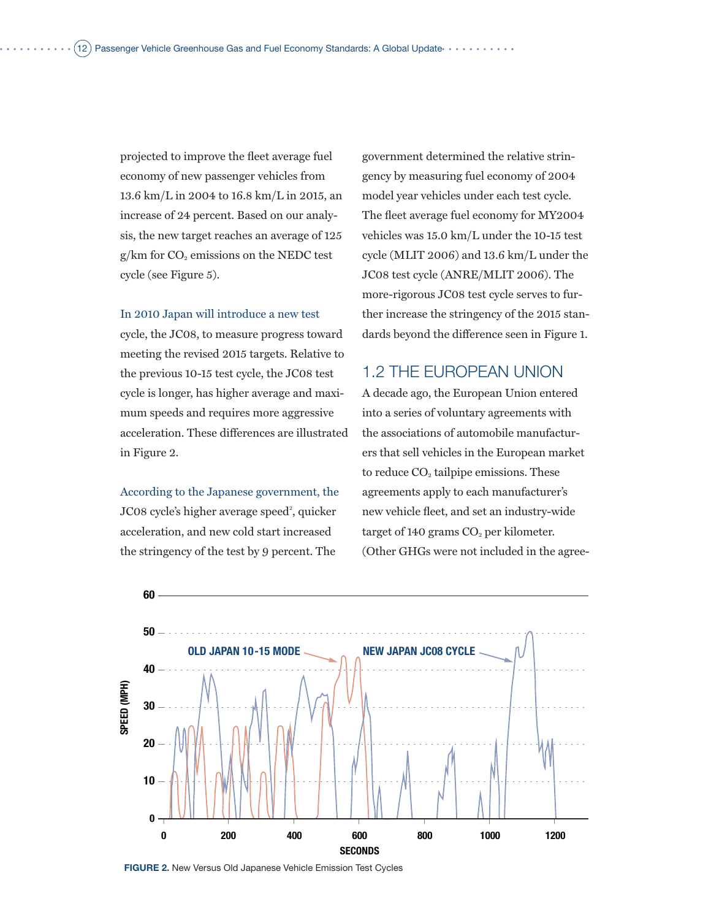projected to improve the fleet average fuel economy of new passenger vehicles from 13.6 km/L in 2004 to 16.8 km/L in 2015, an increase of 24 percent. Based on our analysis, the new target reaches an average of 125 g/km for $CO_2$ emissions on the NEDC test cycle (see Figure 5).

In 2010 Japan will introduce a new test cycle, the JC08, to measure progress toward meeting the revised 2015 targets. Relative to the previous 10-15 test cycle, the JC08 test cycle is longer, has higher average and maximum speeds and requires more aggressive acceleration. These differences are illustrated in Figure 2.

According to the Japanese government, the JC08 cycle's higher average speed[2], quicker acceleration, and new cold start increased the stringency of the test by 9 percent. The government determined the relative stringency by measuring fuel economy of 2004 model year vehicles under each test cycle. The fleet average fuel economy for MY2004 vehicles was 15.0 km/L under the 10-15 test cycle (MLIT 2006) and 13.6 km/L under the JC08 test cycle (ANRE/MLIT 2006). The more-rigorous JC08 test cycle serves to further increase the stringency of the 2015 standards beyond the difference seen in Figure 1.

## 1.2 THE EUROPEAN UNION

A decade ago, the European Union entered into a series of voluntary agreements with the associations of automobile manufacturers that sell vehicles in the European market to reduce $CO_2$ tailpipe emissions. These agreements apply to each manufacturer's new vehicle fleet, and set an industry-wide target of 140 grams $CO_2$ per kilometer. (Other GHGs were not included in the agree-

**FIGURE 2.** New Versus Old Japanese Vehicle Emission Test Cycles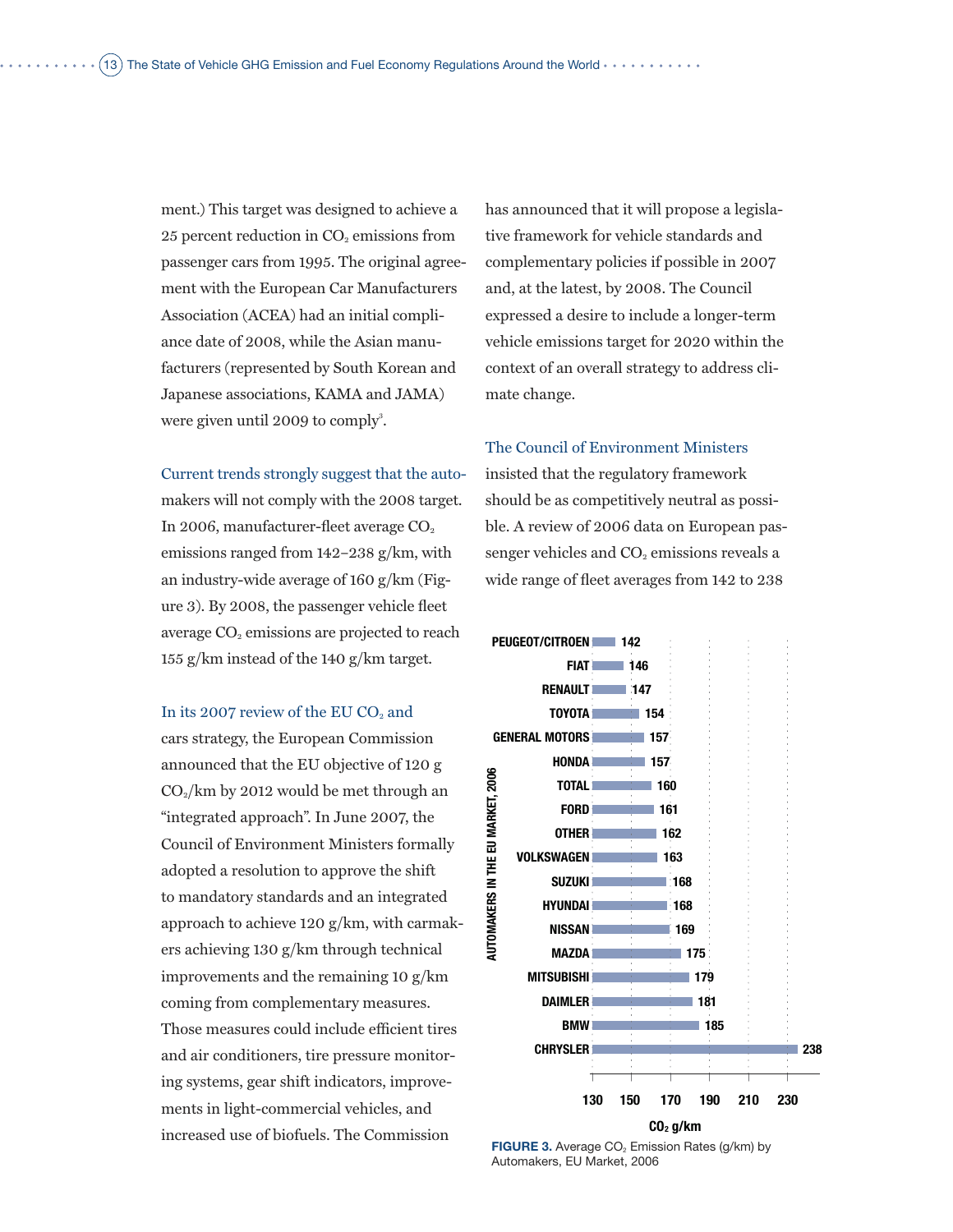ment.) This target was designed to achieve a 25 percent reduction in $CO_2$ emissions from passenger cars from 1995. The original agreement with the European Car Manufacturers Association (ACEA) had an initial compliance date of 2008, while the Asian manufacturers (represented by South Korean and Japanese associations, KAMA and JAMA) were given until 2009 to comply[3].

Current trends strongly suggest that the automakers will not comply with the 2008 target. In 2006, manufacturer-fleet average $CO_2$ emissions ranged from 142–238 g/km, with an industry-wide average of 160 g/km (Figure 3). By 2008, the passenger vehicle fleet average $CO_2$ emissions are projected to reach 155 g/km instead of the 140 g/km target.

In its 2007 review of the EU $CO_2$ and cars strategy, the European Commission announced that the EU objective of 120 g $CO_2$/km by 2012 would be met through an "integrated approach". In June 2007, the Council of Environment Ministers formally adopted a resolution to approve the shift to mandatory standards and an integrated approach to achieve 120 g/km, with carmakers achieving 130 g/km through technical improvements and the remaining 10 g/km coming from complementary measures. Those measures could include efficient tires and air conditioners, tire pressure monitoring systems, gear shift indicators, improvements in light-commercial vehicles, and increased use of biofuels. The Commission has announced that it will propose a legislative framework for vehicle standards and complementary policies if possible in 2007 and, at the latest, by 2008. The Council expressed a desire to include a longer-term vehicle emissions target for 2020 within the context of an overall strategy to address climate change.

The Council of Environment Ministers insisted that the regulatory framework should be as competitively neutral as possible. A review of 2006 data on European passenger vehicles and $CO_2$ emissions reveals a wide range of fleet averages from 142 to 238

| Automakers in the EU Market, 2006 | $CO_2$ g/km |
|---|---|
| PEUGEOT/CITROEN | 142 |
| FIAT | 146 |
| RENAULT | 147 |
| TOYOTA | 154 |
| GENERAL MOTORS | 157 |
| HONDA | 157 |
| TOTAL | 160 |
| FORD | 161 |
| OTHER | 162 |
| VOLKSWAGEN | 163 |
| SUZUKI | 168 |
| HYUNDAI | 168 |
| NISSAN | 169 |
| MAZDA | 175 |
| MITSUBISHI | 179 |
| DAIMLER | 181 |
| BMW | 185 |
| CHRYSLER | 238 |

**FIGURE 3.** Average $CO_2$ Emission Rates (g/km) by Automakers, EU Market, 2006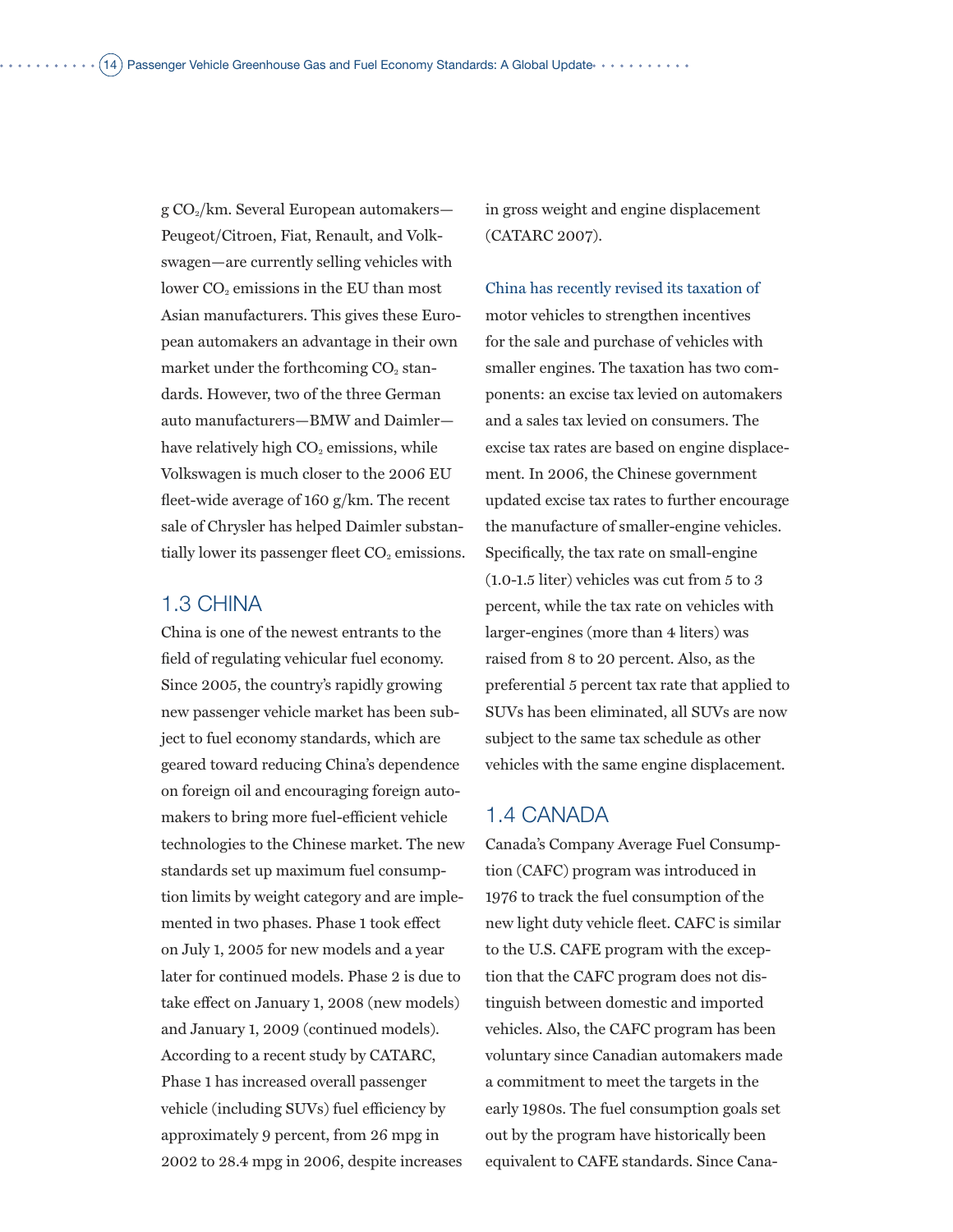g $CO_2$/km. Several European automakers—Peugeot/Citroen, Fiat, Renault, and Volkswagen—are currently selling vehicles with lower $CO_2$ emissions in the EU than most Asian manufacturers. This gives these European automakers an advantage in their own market under the forthcoming $CO_2$ standards. However, two of the three German auto manufacturers—BMW and Daimler—have relatively high $CO_2$ emissions, while Volkswagen is much closer to the 2006 EU fleet-wide average of 160 g/km. The recent sale of Chrysler has helped Daimler substantially lower its passenger fleet $CO_2$ emissions.

## 1.3 CHINA

China is one of the newest entrants to the field of regulating vehicular fuel economy. Since 2005, the country's rapidly growing new passenger vehicle market has been subject to fuel economy standards, which are geared toward reducing China's dependence on foreign oil and encouraging foreign automakers to bring more fuel-efficient vehicle technologies to the Chinese market. The new standards set up maximum fuel consumption limits by weight category and are implemented in two phases. Phase 1 took effect on July 1, 2005 for new models and a year later for continued models. Phase 2 is due to take effect on January 1, 2008 (new models) and January 1, 2009 (continued models). According to a recent study by CATARC, Phase 1 has increased overall passenger vehicle (including SUVs) fuel efficiency by approximately 9 percent, from 26 mpg in 2002 to 28.4 mpg in 2006, despite increases in gross weight and engine displacement (CATARC 2007).

China has recently revised its taxation of motor vehicles to strengthen incentives for the sale and purchase of vehicles with smaller engines. The taxation has two components: an excise tax levied on automakers and a sales tax levied on consumers. The excise tax rates are based on engine displacement. In 2006, the Chinese government updated excise tax rates to further encourage the manufacture of smaller-engine vehicles. Specifically, the tax rate on small-engine (1.0-1.5 liter) vehicles was cut from 5 to 3 percent, while the tax rate on vehicles with larger-engines (more than 4 liters) was raised from 8 to 20 percent. Also, as the preferential 5 percent tax rate that applied to SUVs has been eliminated, all SUVs are now subject to the same tax schedule as other vehicles with the same engine displacement.

## 1.4 CANADA

Canada's Company Average Fuel Consumption (CAFC) program was introduced in 1976 to track the fuel consumption of the new light duty vehicle fleet. CAFC is similar to the U.S. CAFE program with the exception that the CAFC program does not distinguish between domestic and imported vehicles. Also, the CAFC program has been voluntary since Canadian automakers made a commitment to meet the targets in the early 1980s. The fuel consumption goals set out by the program have historically been equivalent to CAFE standards. Since Cana-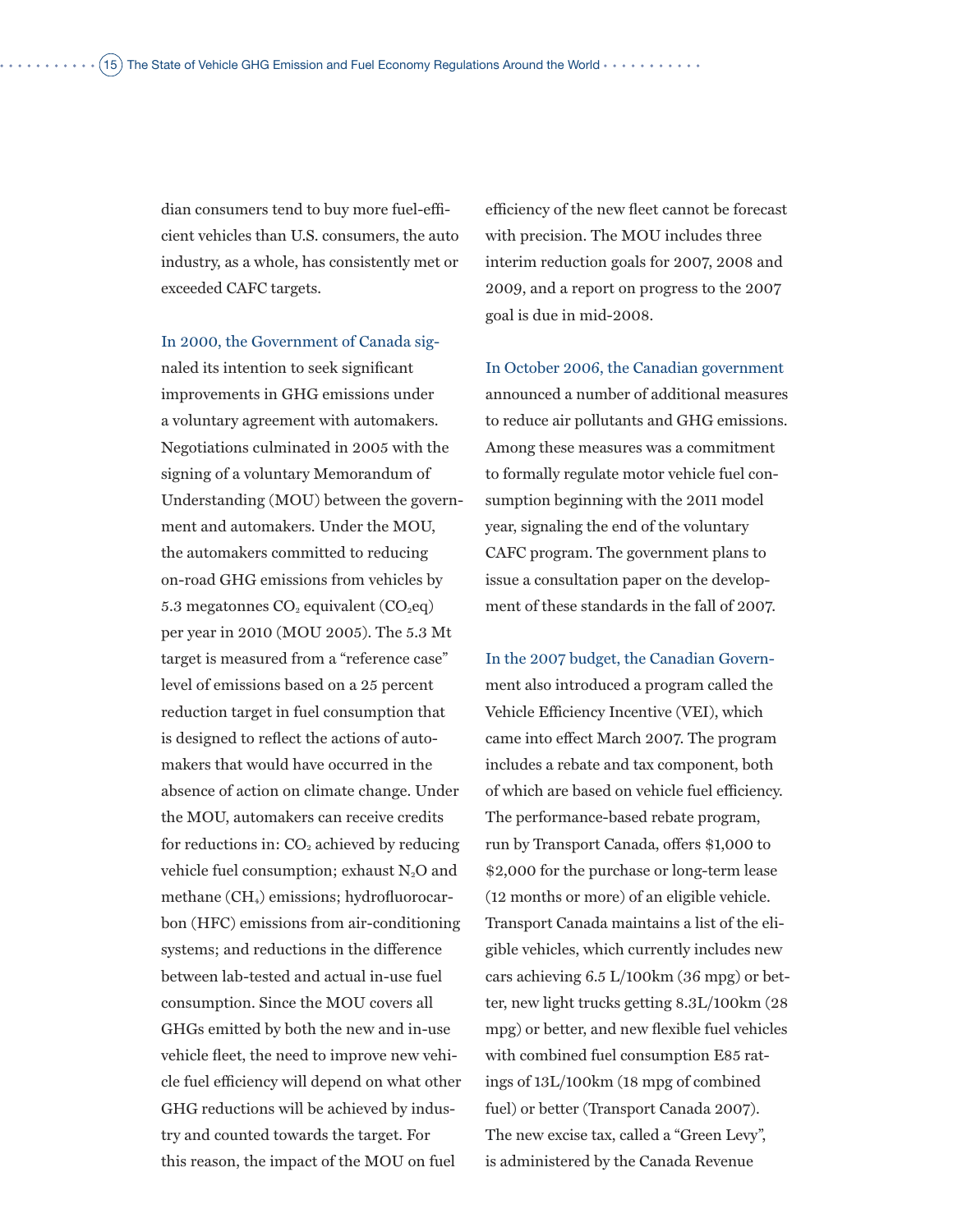dian consumers tend to buy more fuel-efficient vehicles than U.S. consumers, the auto industry, as a whole, has consistently met or exceeded CAFC targets.

In 2000, the Government of Canada signaled its intention to seek significant improvements in GHG emissions under a voluntary agreement with automakers. Negotiations culminated in 2005 with the signing of a voluntary Memorandum of Understanding (MOU) between the government and automakers. Under the MOU, the automakers committed to reducing on-road GHG emissions from vehicles by 5.3 megatonnes $CO_2$ equivalent ($CO_2eq$) per year in 2010 (MOU 2005). The 5.3 Mt target is measured from a "reference case" level of emissions based on a 25 percent reduction target in fuel consumption that is designed to reflect the actions of automakers that would have occurred in the absence of action on climate change. Under the MOU, automakers can receive credits for reductions in: $CO_2$ achieved by reducing vehicle fuel consumption; exhaust $N_2O$ and methane ($CH_4$) emissions; hydrofluorocarbon (HFC) emissions from air-conditioning systems; and reductions in the difference between lab-tested and actual in-use fuel consumption. Since the MOU covers all GHGs emitted by both the new and in-use vehicle fleet, the need to improve new vehicle fuel efficiency will depend on what other GHG reductions will be achieved by industry and counted towards the target. For this reason, the impact of the MOU on fuel efficiency of the new fleet cannot be forecast with precision. The MOU includes three interim reduction goals for 2007, 2008 and 2009, and a report on progress to the 2007 goal is due in mid-2008.

In October 2006, the Canadian government announced a number of additional measures to reduce air pollutants and GHG emissions. Among these measures was a commitment to formally regulate motor vehicle fuel consumption beginning with the 2011 model year, signaling the end of the voluntary CAFC program. The government plans to issue a consultation paper on the development of these standards in the fall of 2007.

In the 2007 budget, the Canadian Government also introduced a program called the Vehicle Efficiency Incentive (VEI), which came into effect March 2007. The program includes a rebate and tax component, both of which are based on vehicle fuel efficiency. The performance-based rebate program, run by Transport Canada, offers $1,000 to $2,000 for the purchase or long-term lease (12 months or more) of an eligible vehicle. Transport Canada maintains a list of the eligible vehicles, which currently includes new cars achieving 6.5 L/100km (36 mpg) or better, new light trucks getting 8.3L/100km (28 mpg) or better, and new flexible fuel vehicles with combined fuel consumption E85 ratings of 13L/100km (18 mpg of combined fuel) or better (Transport Canada 2007). The new excise tax, called a "Green Levy", is administered by the Canada Revenue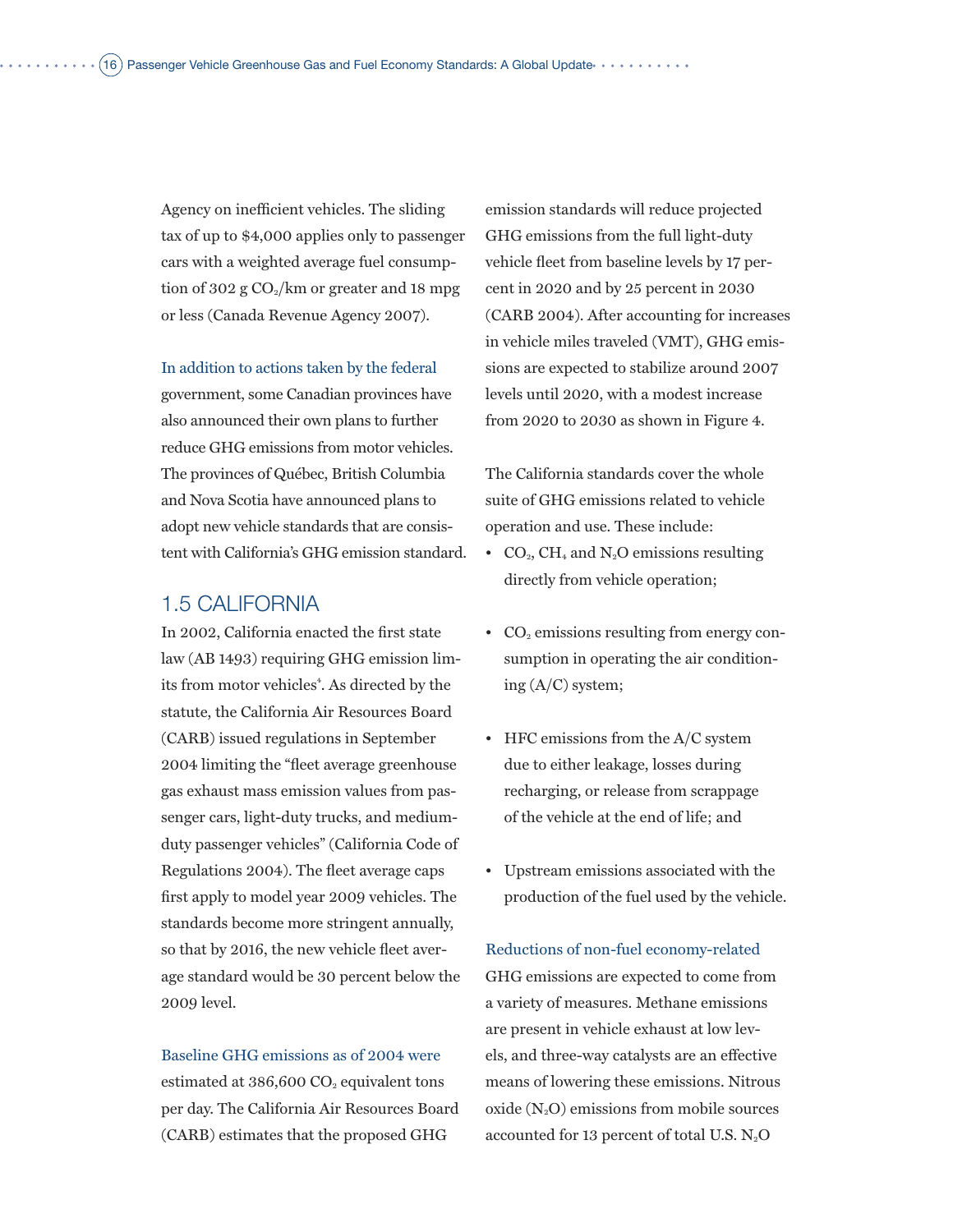Agency on inefficient vehicles. The sliding tax of up to $4,000 applies only to passenger cars with a weighted average fuel consumption of 302 g $CO_2$/km or greater and 18 mpg or less (Canada Revenue Agency 2007).

In addition to actions taken by the federal government, some Canadian provinces have also announced their own plans to further reduce GHG emissions from motor vehicles. The provinces of Québec, British Columbia and Nova Scotia have announced plans to adopt new vehicle standards that are consistent with California's GHG emission standard.

## 1.5 CALIFORNIA

In 2002, California enacted the first state law (AB 1493) requiring GHG emission limits from motor vehicles[4]. As directed by the statute, the California Air Resources Board (CARB) issued regulations in September 2004 limiting the "fleet average greenhouse gas exhaust mass emission values from passenger cars, light-duty trucks, and medium-duty passenger vehicles" (California Code of Regulations 2004). The fleet average caps first apply to model year 2009 vehicles. The standards become more stringent annually, so that by 2016, the new vehicle fleet average standard would be 30 percent below the 2009 level.

Baseline GHG emissions as of 2004 were estimated at 386,600 $CO_2$ equivalent tons per day. The California Air Resources Board (CARB) estimates that the proposed GHG emission standards will reduce projected GHG emissions from the full light-duty vehicle fleet from baseline levels by 17 percent in 2020 and by 25 percent in 2030 (CARB 2004). After accounting for increases in vehicle miles traveled (VMT), GHG emissions are expected to stabilize around 2007 levels until 2020, with a modest increase from 2020 to 2030 as shown in Figure 4.

The California standards cover the whole suite of GHG emissions related to vehicle operation and use. These include:

- $CO_2$, $CH_4$ and $N_2O$ emissions resulting directly from vehicle operation;
- $CO_2$ emissions resulting from energy consumption in operating the air conditioning (A/C) system;
- HFC emissions from the A/C system due to either leakage, losses during recharging, or release from scrappage of the vehicle at the end of life; and
- Upstream emissions associated with the production of the fuel used by the vehicle.

Reductions of non-fuel economy-related GHG emissions are expected to come from a variety of measures. Methane emissions are present in vehicle exhaust at low levels, and three-way catalysts are an effective means of lowering these emissions. Nitrous oxide ($N_2O$) emissions from mobile sources accounted for 13 percent of total U.S. $N_2O$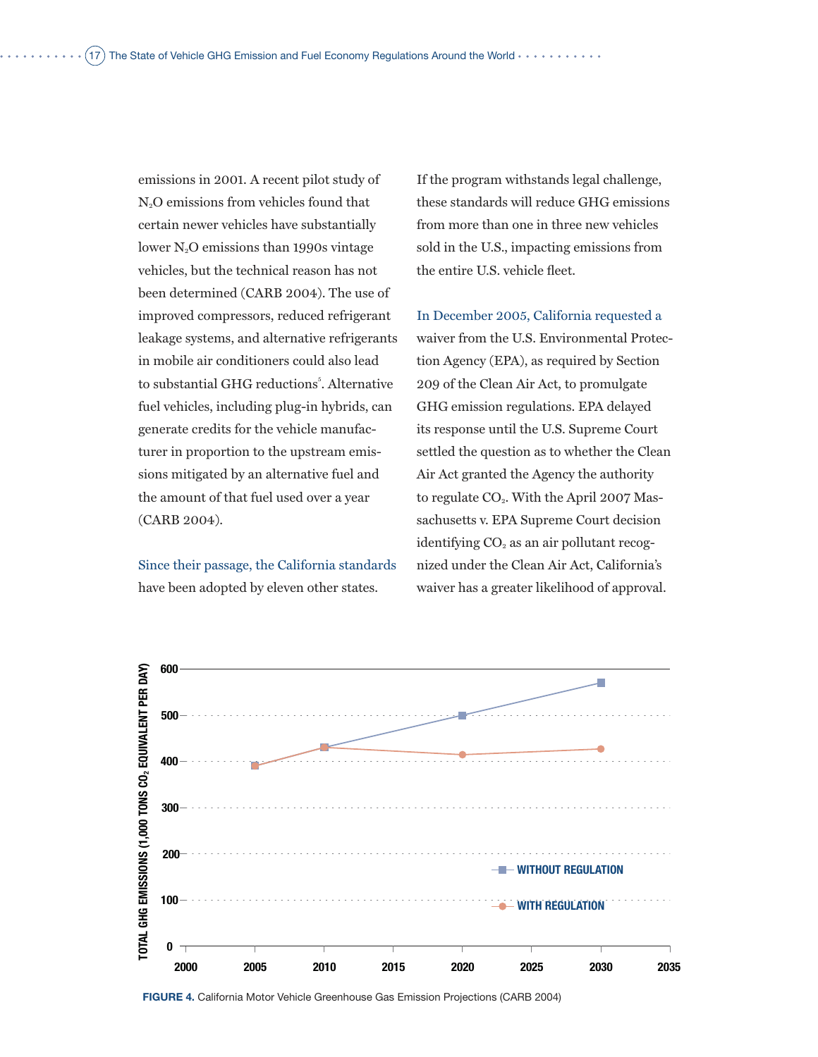emissions in 2001. A recent pilot study of $N_2O$ emissions from vehicles found that certain newer vehicles have substantially lower $N_2O$ emissions than 1990s vintage vehicles, but the technical reason has not been determined (CARB 2004). The use of improved compressors, reduced refrigerant leakage systems, and alternative refrigerants in mobile air conditioners could also lead to substantial GHG reductions[5]. Alternative fuel vehicles, including plug-in hybrids, can generate credits for the vehicle manufacturer in proportion to the upstream emissions mitigated by an alternative fuel and the amount of that fuel used over a year (CARB 2004).

Since their passage, the California standards have been adopted by eleven other states. If the program withstands legal challenge, these standards will reduce GHG emissions from more than one in three new vehicles sold in the U.S., impacting emissions from the entire U.S. vehicle fleet.

In December 2005, California requested a waiver from the U.S. Environmental Protection Agency (EPA), as required by Section 209 of the Clean Air Act, to promulgate GHG emission regulations. EPA delayed its response until the U.S. Supreme Court settled the question as to whether the Clean Air Act granted the Agency the authority to regulate $CO_2$. With the April 2007 Massachusetts v. EPA Supreme Court decision identifying $CO_2$ as an air pollutant recognized under the Clean Air Act, California's waiver has a greater likelihood of approval.

**FIGURE 4.** California Motor Vehicle Greenhouse Gas Emission Projections (CARB 2004)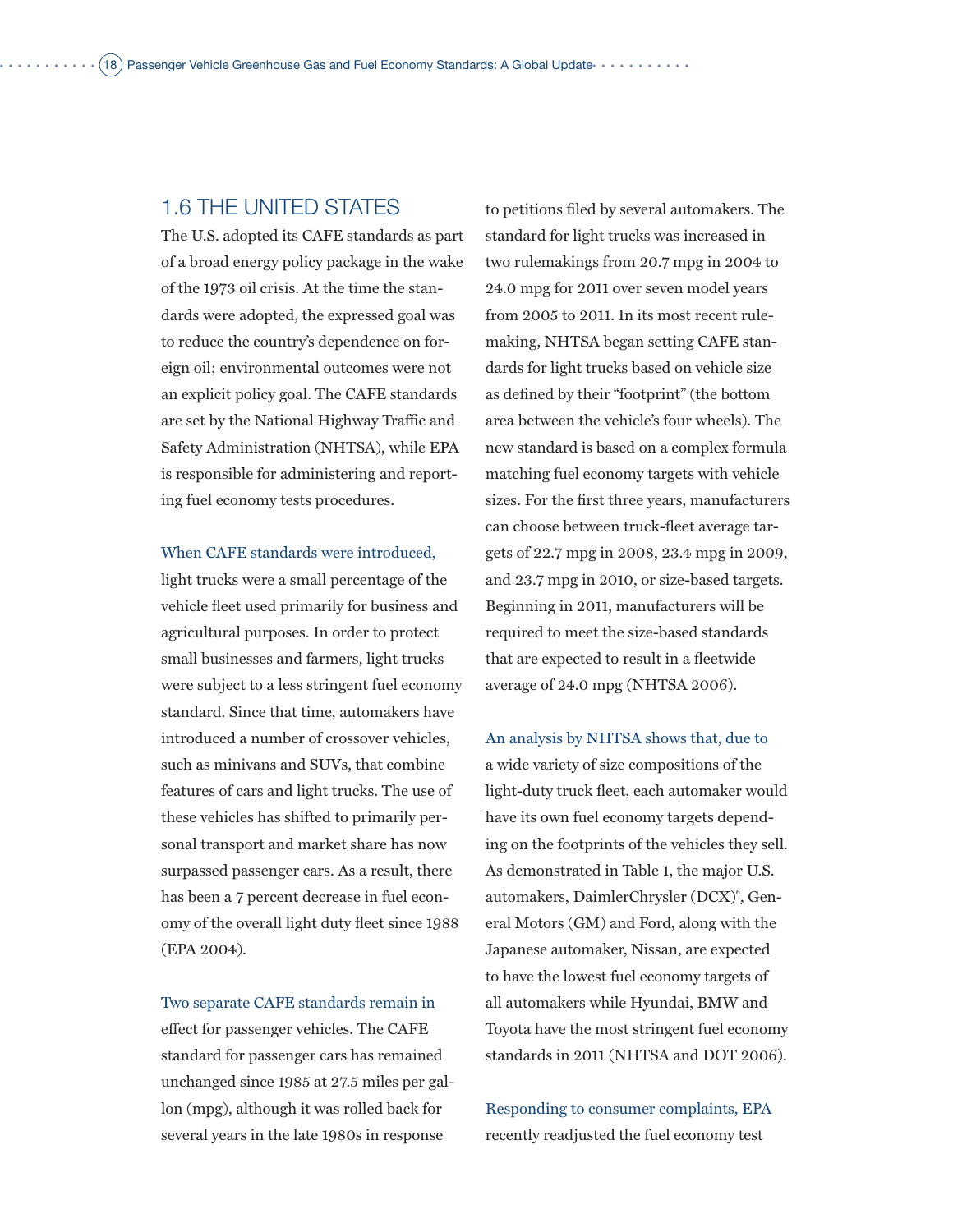## 1.6 THE UNITED STATES

The U.S. adopted its CAFE standards as part of a broad energy policy package in the wake of the 1973 oil crisis. At the time the standards were adopted, the expressed goal was to reduce the country's dependence on foreign oil; environmental outcomes were not an explicit policy goal. The CAFE standards are set by the National Highway Traffic and Safety Administration (NHTSA), while EPA is responsible for administering and reporting fuel economy tests procedures.

When CAFE standards were introduced, light trucks were a small percentage of the vehicle fleet used primarily for business and agricultural purposes. In order to protect small businesses and farmers, light trucks were subject to a less stringent fuel economy standard. Since that time, automakers have introduced a number of crossover vehicles, such as minivans and SUVs, that combine features of cars and light trucks. The use of these vehicles has shifted to primarily personal transport and market share has now surpassed passenger cars. As a result, there has been a 7 percent decrease in fuel economy of the overall light duty fleet since 1988 (EPA 2004).

Two separate CAFE standards remain in effect for passenger vehicles. The CAFE standard for passenger cars has remained unchanged since 1985 at 27.5 miles per gallon (mpg), although it was rolled back for several years in the late 1980s in response to petitions filed by several automakers. The standard for light trucks was increased in two rulemakings from 20.7 mpg in 2004 to 24.0 mpg for 2011 over seven model years from 2005 to 2011. In its most recent rulemaking, NHTSA began setting CAFE standards for light trucks based on vehicle size as defined by their "footprint" (the bottom area between the vehicle's four wheels). The new standard is based on a complex formula matching fuel economy targets with vehicle sizes. For the first three years, manufacturers can choose between truck-fleet average targets of 22.7 mpg in 2008, 23.4 mpg in 2009, and 23.7 mpg in 2010, or size-based targets. Beginning in 2011, manufacturers will be required to meet the size-based standards that are expected to result in a fleetwide average of 24.0 mpg (NHTSA 2006).

An analysis by NHTSA shows that, due to a wide variety of size compositions of the light-duty truck fleet, each automaker would have its own fuel economy targets depending on the footprints of the vehicles they sell. As demonstrated in Table 1, the major U.S. automakers, DaimlerChrysler (DCX)[6], General Motors (GM) and Ford, along with the Japanese automaker, Nissan, are expected to have the lowest fuel economy targets of all automakers while Hyundai, BMW and Toyota have the most stringent fuel economy standards in 2011 (NHTSA and DOT 2006).

Responding to consumer complaints, EPA recently readjusted the fuel economy test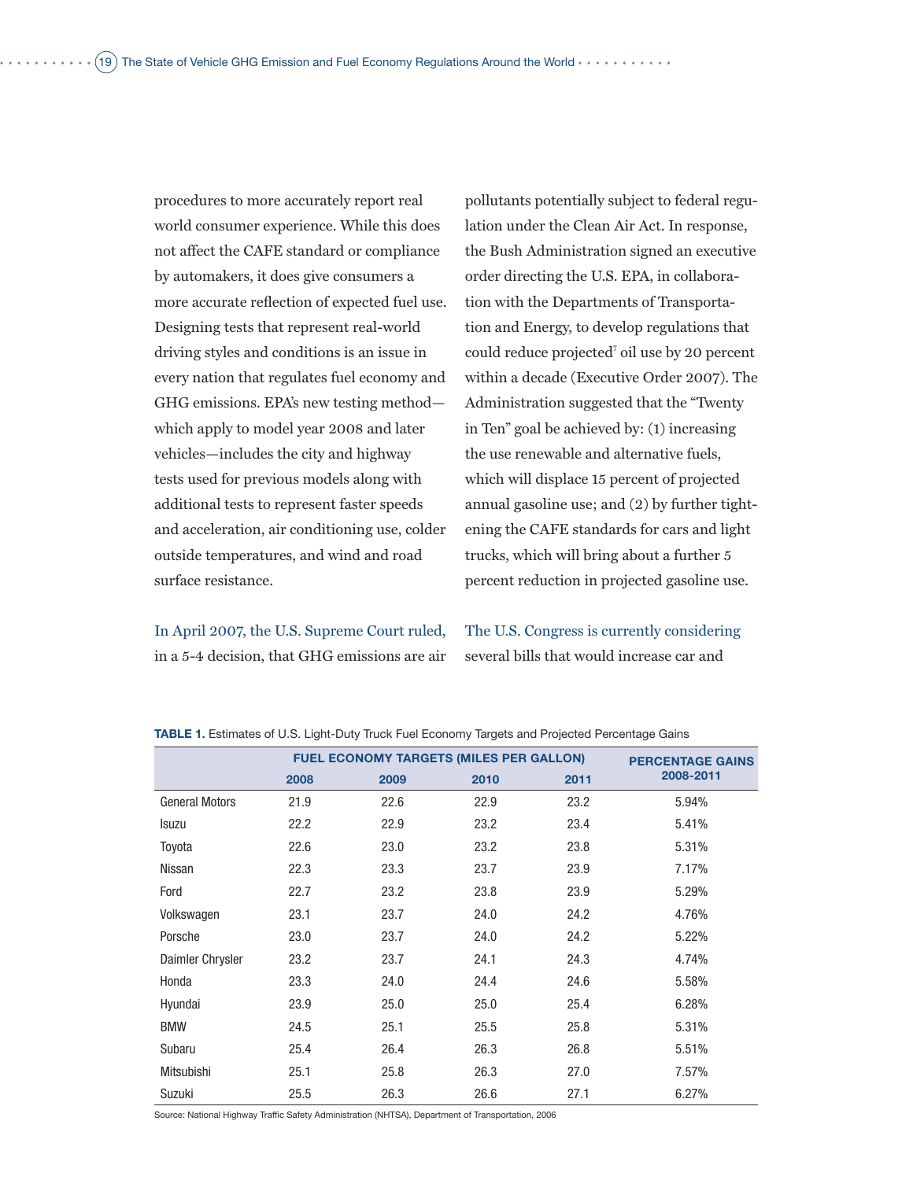procedures to more accurately report real world consumer experience. While this does not affect the CAFE standard or compliance by automakers, it does give consumers a more accurate reflection of expected fuel use. Designing tests that represent real-world driving styles and conditions is an issue in every nation that regulates fuel economy and GHG emissions. EPA's new testing method—which apply to model year 2008 and later vehicles—includes the city and highway tests used for previous models along with additional tests to represent faster speeds and acceleration, air conditioning use, colder outside temperatures, and wind and road surface resistance.

In April 2007, the U.S. Supreme Court ruled, in a 5-4 decision, that GHG emissions are air pollutants potentially subject to federal regulation under the Clean Air Act. In response, the Bush Administration signed an executive order directing the U.S. EPA, in collaboration with the Departments of Transportation and Energy, to develop regulations that could reduce projected[7] oil use by 20 percent within a decade (Executive Order 2007). The Administration suggested that the "Twenty in Ten" goal be achieved by: (1) increasing the use renewable and alternative fuels, which will displace 15 percent of projected annual gasoline use; and (2) by further tightening the CAFE standards for cars and light trucks, which will bring about a further 5 percent reduction in projected gasoline use.

The U.S. Congress is currently considering several bills that would increase car and

**TABLE 1.** Estimates of U.S. Light-Duty Truck Fuel Economy Targets and Projected Percentage Gains

| | FUEL ECONOMY TARGETS (MILES PER GALLON) | | | | PERCENTAGE GAINS 2008-2011 |
|---|---|---|---|---|---|
| | 2008 | 2009 | 2010 | 2011 | |
| General Motors | 21.9 | 22.6 | 22.9 | 23.2 | 5.94% |
| Isuzu | 22.2 | 22.9 | 23.2 | 23.4 | 5.41% |
| Toyota | 22.6 | 23.0 | 23.2 | 23.8 | 5.31% |
| Nissan | 22.3 | 23.3 | 23.7 | 23.9 | 7.17% |
| Ford | 22.7 | 23.2 | 23.8 | 23.9 | 5.29% |
| Volkswagen | 23.1 | 23.7 | 24.0 | 24.2 | 4.76% |
| Porsche | 23.0 | 23.7 | 24.0 | 24.2 | 5.22% |
| Daimler Chrysler | 23.2 | 23.7 | 24.1 | 24.3 | 4.74% |
| Honda | 23.3 | 24.0 | 24.4 | 24.6 | 5.58% |
| Hyundai | 23.9 | 25.0 | 25.0 | 25.4 | 6.28% |
| BMW | 24.5 | 25.1 | 25.5 | 25.8 | 5.31% |
| Subaru | 25.4 | 26.4 | 26.3 | 26.8 | 5.51% |
| Mitsubishi | 25.1 | 25.8 | 26.3 | 27.0 | 7.57% |
| Suzuki | 25.5 | 26.3 | 26.6 | 27.1 | 6.27% |

Source: National Highway Traffic Safety Administration (NHTSA), Department of Transportation, 2006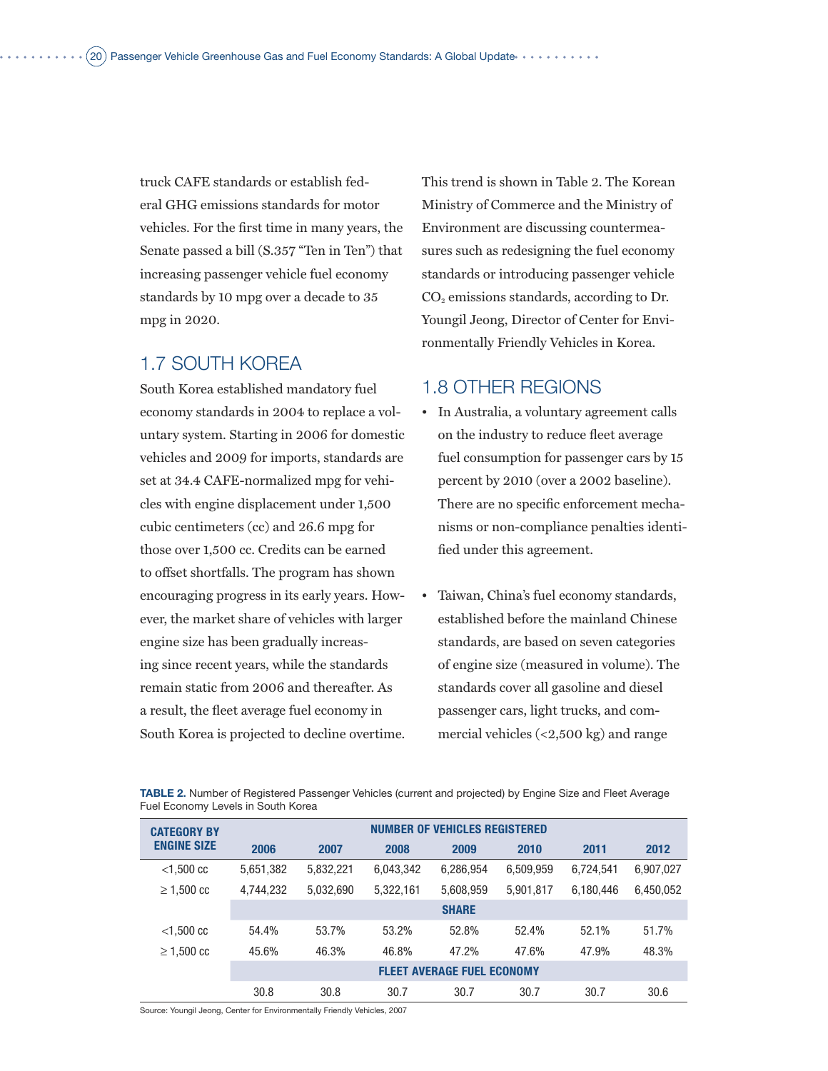truck CAFE standards or establish federal GHG emissions standards for motor vehicles. For the first time in many years, the Senate passed a bill (S.357 "Ten in Ten") that increasing passenger vehicle fuel economy standards by 10 mpg over a decade to 35 mpg in 2020.

## 1.7 SOUTH KOREA

South Korea established mandatory fuel economy standards in 2004 to replace a voluntary system. Starting in 2006 for domestic vehicles and 2009 for imports, standards are set at 34.4 CAFE-normalized mpg for vehicles with engine displacement under 1,500 cubic centimeters (cc) and 26.6 mpg for those over 1,500 cc. Credits can be earned to offset shortfalls. The program has shown encouraging progress in its early years. However, the market share of vehicles with larger engine size has been gradually increasing since recent years, while the standards remain static from 2006 and thereafter. As a result, the fleet average fuel economy in South Korea is projected to decline overtime. This trend is shown in Table 2. The Korean Ministry of Commerce and the Ministry of Environment are discussing countermeasures such as redesigning the fuel economy standards or introducing passenger vehicle $CO_2$ emissions standards, according to Dr. Youngil Jeong, Director of Center for Environmentally Friendly Vehicles in Korea.

## 1.8 OTHER REGIONS

- In Australia, a voluntary agreement calls on the industry to reduce fleet average fuel consumption for passenger cars by 15 percent by 2010 (over a 2002 baseline). There are no specific enforcement mechanisms or non-compliance penalties identified under this agreement.

- Taiwan, China's fuel economy standards, established before the mainland Chinese standards, are based on seven categories of engine size (measured in volume). The standards cover all gasoline and diesel passenger cars, light trucks, and commercial vehicles (<2,500 kg) and range

**TABLE 2.** Number of Registered Passenger Vehicles (current and projected) by Engine Size and Fleet Average Fuel Economy Levels in South Korea

| CATEGORY BY ENGINE SIZE | NUMBER OF VEHICLES REGISTERED | | | | | | |
|---|---|---|---|---|---|---|---|
| | 2006 | 2007 | 2008 | 2009 | 2010 | 2011 | 2012 |
| <1,500 cc | 5,651,382 | 5,832,221 | 6,043,342 | 6,286,954 | 6,509,959 | 6,724,541 | 6,907,027 |
| ≥ 1,500 cc | 4,744,232 | 5,032,690 | 5,322,161 | 5,608,959 | 5,901,817 | 6,180,446 | 6,450,052 |
| | SHARE | | | | | | |
| <1,500 cc | 54.4% | 53.7% | 53.2% | 52.8% | 52.4% | 52.1% | 51.7% |
| ≥ 1,500 cc | 45.6% | 46.3% | 46.8% | 47.2% | 47.6% | 47.9% | 48.3% |
| | FLEET AVERAGE FUEL ECONOMY | | | | | | |
| | 30.8 | 30.8 | 30.7 | 30.7 | 30.7 | 30.7 | 30.6 |

Source: Youngil Jeong, Center for Environmentally Friendly Vehicles, 2007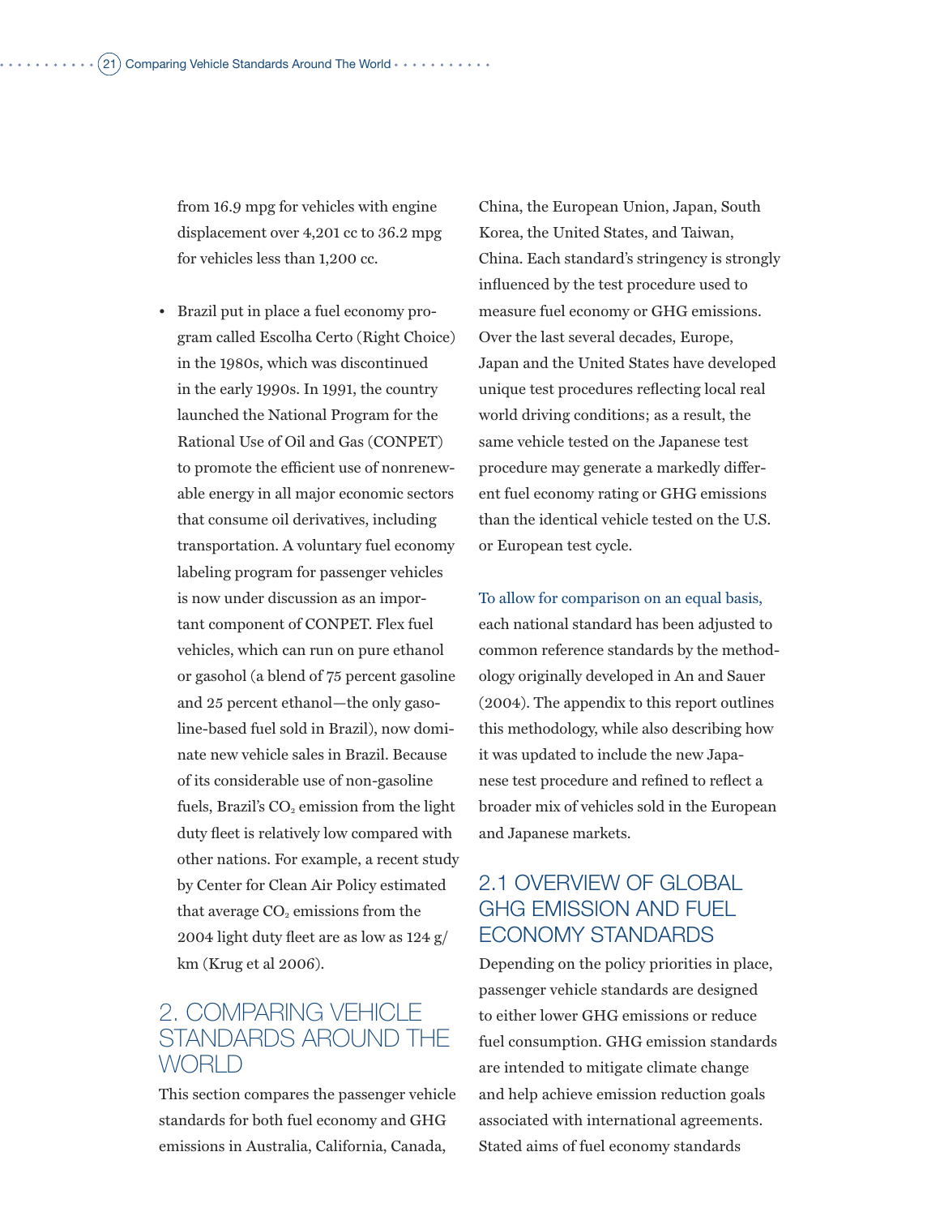from 16.9 mpg for vehicles with engine displacement over 4,201 cc to 36.2 mpg for vehicles less than 1,200 cc.

- Brazil put in place a fuel economy program called Escolha Certo (Right Choice) in the 1980s, which was discontinued in the early 1990s. In 1991, the country launched the National Program for the Rational Use of Oil and Gas (CONPET) to promote the efficient use of nonrenewable energy in all major economic sectors that consume oil derivatives, including transportation. A voluntary fuel economy labeling program for passenger vehicles is now under discussion as an important component of CONPET. Flex fuel vehicles, which can run on pure ethanol or gasohol (a blend of 75 percent gasoline and 25 percent ethanol—the only gasoline-based fuel sold in Brazil), now dominate new vehicle sales in Brazil. Because of its considerable use of non-gasoline fuels, Brazil's $CO_2$ emission from the light duty fleet is relatively low compared with other nations. For example, a recent study by Center for Clean Air Policy estimated that average $CO_2$ emissions from the 2004 light duty fleet are as low as 124 g/km (Krug et al 2006).

# 2. COMPARING VEHICLE STANDARDS AROUND THE WORLD

This section compares the passenger vehicle standards for both fuel economy and GHG emissions in Australia, California, Canada, China, the European Union, Japan, South Korea, the United States, and Taiwan, China. Each standard's stringency is strongly influenced by the test procedure used to measure fuel economy or GHG emissions. Over the last several decades, Europe, Japan and the United States have developed unique test procedures reflecting local real world driving conditions; as a result, the same vehicle tested on the Japanese test procedure may generate a markedly different fuel economy rating or GHG emissions than the identical vehicle tested on the U.S. or European test cycle.

To allow for comparison on an equal basis, each national standard has been adjusted to common reference standards by the methodology originally developed in An and Sauer (2004). The appendix to this report outlines this methodology, while also describing how it was updated to include the new Japanese test procedure and refined to reflect a broader mix of vehicles sold in the European and Japanese markets.

## 2.1 OVERVIEW OF GLOBAL GHG EMISSION AND FUEL ECONOMY STANDARDS

Depending on the policy priorities in place, passenger vehicle standards are designed to either lower GHG emissions or reduce fuel consumption. GHG emission standards are intended to mitigate climate change and help achieve emission reduction goals associated with international agreements. Stated aims of fuel economy standards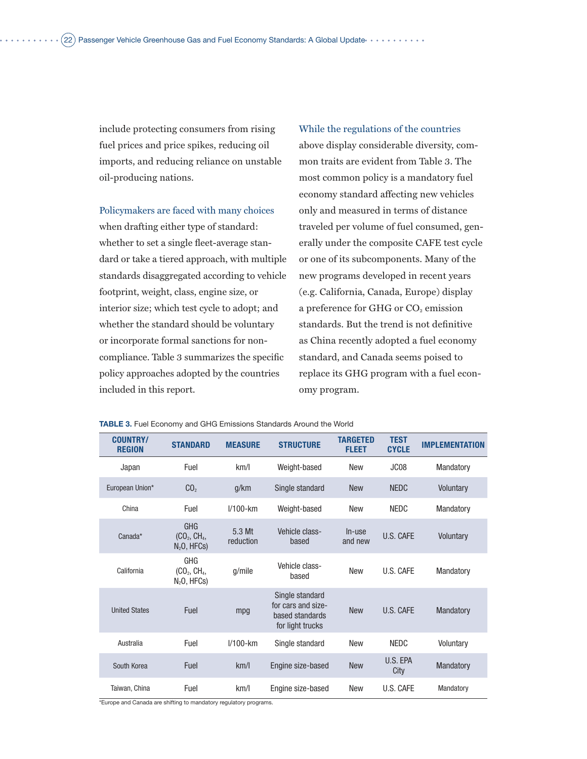include protecting consumers from rising fuel prices and price spikes, reducing oil imports, and reducing reliance on unstable oil-producing nations.

Policymakers are faced with many choices when drafting either type of standard: whether to set a single fleet-average standard or take a tiered approach, with multiple standards disaggregated according to vehicle footprint, weight, class, engine size, or interior size; which test cycle to adopt; and whether the standard should be voluntary or incorporate formal sanctions for non-compliance. Table 3 summarizes the specific policy approaches adopted by the countries included in this report.

While the regulations of the countries above display considerable diversity, common traits are evident from Table 3. The most common policy is a mandatory fuel economy standard affecting new vehicles only and measured in terms of distance traveled per volume of fuel consumed, generally under the composite CAFE test cycle or one of its subcomponents. Many of the new programs developed in recent years (e.g. California, Canada, Europe) display a preference for GHG or $CO_2$ emission standards. But the trend is not definitive as China recently adopted a fuel economy standard, and Canada seems poised to replace its GHG program with a fuel economy program.

**TABLE 3.** Fuel Economy and GHG Emissions Standards Around the World

| COUNTRY/ REGION | STANDARD | MEASURE | STRUCTURE | TARGETED FLEET | TEST CYCLE | IMPLEMENTATION |
|---|---|---|---|---|---|---|
| Japan | Fuel | km/l | Weight-based | New | JC08 | Mandatory |
| European Union* | $CO_2$ | g/km | Single standard | New | NEDC | Voluntary |
| China | Fuel | l/100-km | Weight-based | New | NEDC | Mandatory |
| Canada* | GHG ($CO_2$, $CH_4$, $N_2O$, HFCs) | 5.3 Mt reduction | Vehicle class-based | In-use and new | U.S. CAFE | Voluntary |
| California | GHG ($CO_2$, $CH_4$, $N_2O$, HFCs) | g/mile | Vehicle class-based | New | U.S. CAFE | Mandatory |
| United States | Fuel | mpg | Single standard for cars and size-based standards for light trucks | New | U.S. CAFE | Mandatory |
| Australia | Fuel | l/100-km | Single standard | New | NEDC | Voluntary |
| South Korea | Fuel | km/l | Engine size-based | New | U.S. EPA City | Mandatory |
| Taiwan, China | Fuel | km/l | Engine size-based | New | U.S. CAFE | Mandatory |

*Europe and Canada are shifting to mandatory regulatory programs.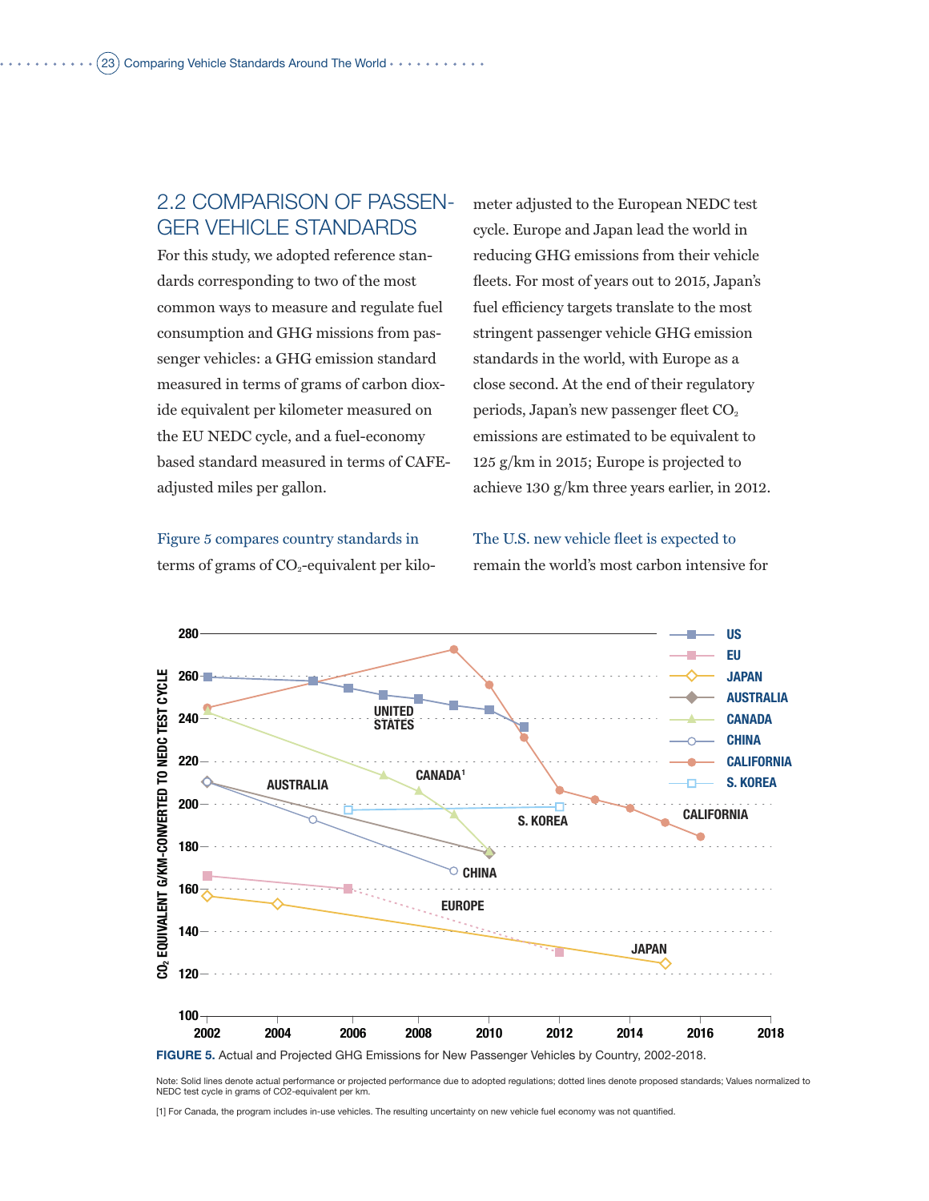## 2.2 COMPARISON OF PASSENGER VEHICLE STANDARDS

For this study, we adopted reference standards corresponding to two of the most common ways to measure and regulate fuel consumption and GHG missions from passenger vehicles: a GHG emission standard measured in terms of grams of carbon dioxide equivalent per kilometer measured on the EU NEDC cycle, and a fuel-economy based standard measured in terms of CAFE-adjusted miles per gallon.

Figure 5 compares country standards in terms of grams of $CO_2$-equivalent per kilometer adjusted to the European NEDC test cycle. Europe and Japan lead the world in reducing GHG emissions from their vehicle fleets. For most of years out to 2015, Japan's fuel efficiency targets translate to the most stringent passenger vehicle GHG emission standards in the world, with Europe as a close second. At the end of their regulatory periods, Japan's new passenger fleet $CO_2$ emissions are estimated to be equivalent to 125 g/km in 2015; Europe is projected to achieve 130 g/km three years earlier, in 2012.

The U.S. new vehicle fleet is expected to remain the world's most carbon intensive for

**FIGURE 5.** Actual and Projected GHG Emissions for New Passenger Vehicles by Country, 2002-2018.

Note: Solid lines denote actual performance or projected performance due to adopted regulations; dotted lines denote proposed standards; Values normalized to NEDC test cycle in grams of CO2-equivalent per km.

[1] For Canada, the program includes in-use vehicles. The resulting uncertainty on new vehicle fuel economy was not quantified.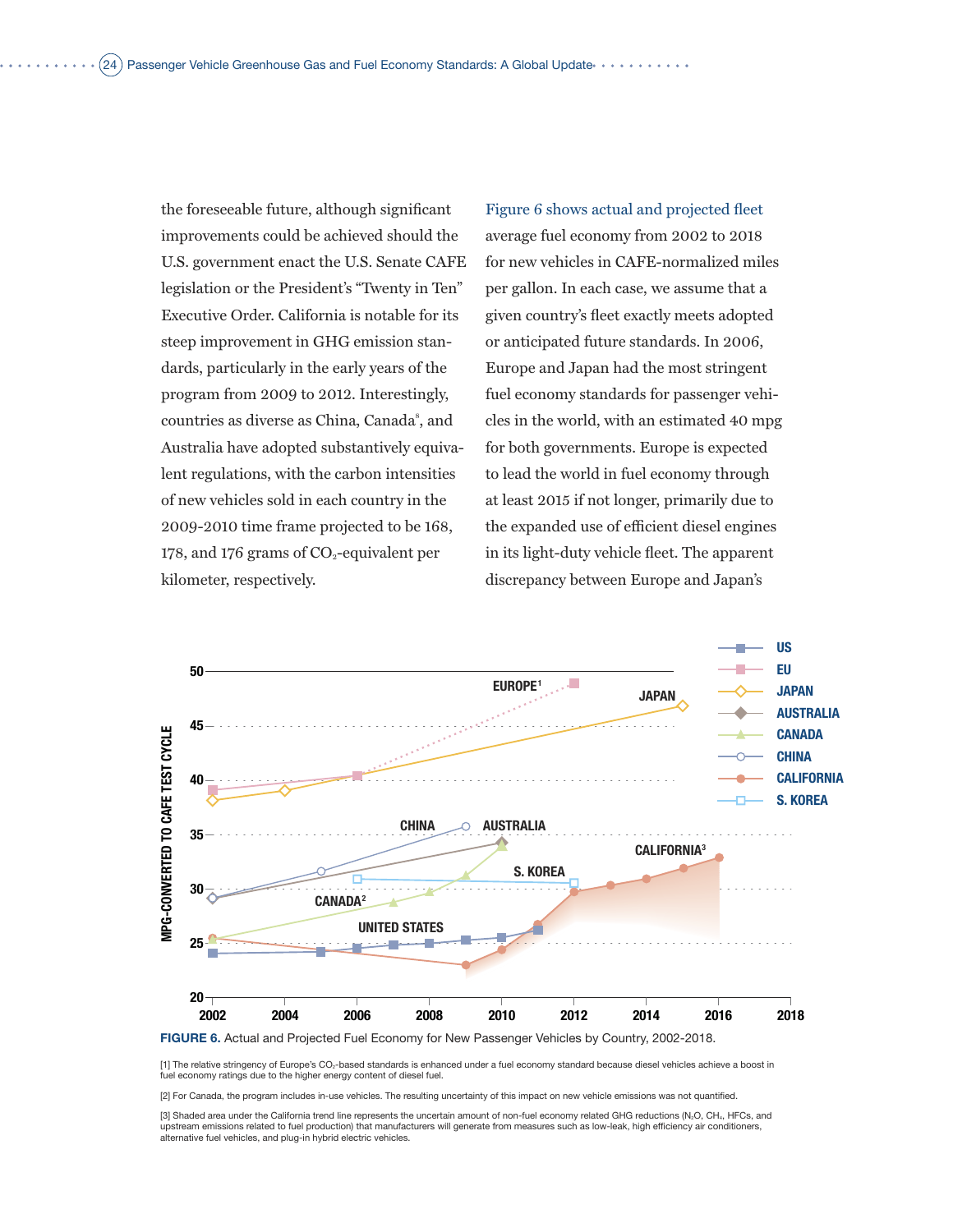the foreseeable future, although significant improvements could be achieved should the U.S. government enact the U.S. Senate CAFE legislation or the President's "Twenty in Ten" Executive Order. California is notable for its steep improvement in GHG emission standards, particularly in the early years of the program from 2009 to 2012. Interestingly, countries as diverse as China, Canada[8], and Australia have adopted substantively equivalent regulations, with the carbon intensities of new vehicles sold in each country in the 2009-2010 time frame projected to be 168, 178, and 176 grams of $CO_2$-equivalent per kilometer, respectively.

Figure 6 shows actual and projected fleet average fuel economy from 2002 to 2018 for new vehicles in CAFE-normalized miles per gallon. In each case, we assume that a given country's fleet exactly meets adopted or anticipated future standards. In 2006, Europe and Japan had the most stringent fuel economy standards for passenger vehicles in the world, with an estimated 40 mpg for both governments. Europe is expected to lead the world in fuel economy through at least 2015 if not longer, primarily due to the expanded use of efficient diesel engines in its light-duty vehicle fleet. The apparent discrepancy between Europe and Japan's

**FIGURE 6.** Actual and Projected Fuel Economy for New Passenger Vehicles by Country, 2002-2018.

[1] The relative stringency of Europe's $CO_2$-based standards is enhanced under a fuel economy standard because diesel vehicles achieve a boost in fuel economy ratings due to the higher energy content of diesel fuel.

[2] For Canada, the program includes in-use vehicles. The resulting uncertainty of this impact on new vehicle emissions was not quantified.

[3] Shaded area under the California trend line represents the uncertain amount of non-fuel economy related GHG reductions ($N_2O$, $CH_4$, HFCs, and upstream emissions related to fuel production) that manufacturers will generate from measures such as low-leak, high efficiency air conditioners, alternative fuel vehicles, and plug-in hybrid electric vehicles.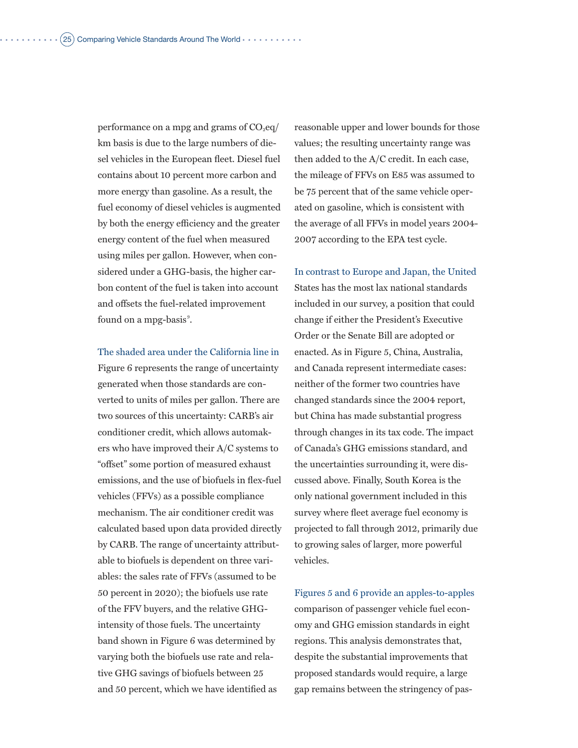performance on a mpg and grams of $CO_2$eq/km basis is due to the large numbers of diesel vehicles in the European fleet. Diesel fuel contains about 10 percent more carbon and more energy than gasoline. As a result, the fuel economy of diesel vehicles is augmented by both the energy efficiency and the greater energy content of the fuel when measured using miles per gallon. However, when considered under a GHG-basis, the higher carbon content of the fuel is taken into account and offsets the fuel-related improvement found on a mpg-basis[9].

The shaded area under the California line in Figure 6 represents the range of uncertainty generated when those standards are converted to units of miles per gallon. There are two sources of this uncertainty: CARB's air conditioner credit, which allows automakers who have improved their A/C systems to "offset" some portion of measured exhaust emissions, and the use of biofuels in flex-fuel vehicles (FFVs) as a possible compliance mechanism. The air conditioner credit was calculated based upon data provided directly by CARB. The range of uncertainty attributable to biofuels is dependent on three variables: the sales rate of FFVs (assumed to be 50 percent in 2020); the biofuels use rate of the FFV buyers, and the relative GHG-intensity of those fuels. The uncertainty band shown in Figure 6 was determined by varying both the biofuels use rate and relative GHG savings of biofuels between 25 and 50 percent, which we have identified as reasonable upper and lower bounds for those values; the resulting uncertainty range was then added to the A/C credit. In each case, the mileage of FFVs on E85 was assumed to be 75 percent that of the same vehicle operated on gasoline, which is consistent with the average of all FFVs in model years 2004-2007 according to the EPA test cycle.

In contrast to Europe and Japan, the United States has the most lax national standards included in our survey, a position that could change if either the President's Executive Order or the Senate Bill are adopted or enacted. As in Figure 5, China, Australia, and Canada represent intermediate cases: neither of the former two countries have changed standards since the 2004 report, but China has made substantial progress through changes in its tax code. The impact of Canada's GHG emissions standard, and the uncertainties surrounding it, were discussed above. Finally, South Korea is the only national government included in this survey where fleet average fuel economy is projected to fall through 2012, primarily due to growing sales of larger, more powerful vehicles.

Figures 5 and 6 provide an apples-to-apples comparison of passenger vehicle fuel economy and GHG emission standards in eight regions. This analysis demonstrates that, despite the substantial improvements that proposed standards would require, a large gap remains between the stringency of pas-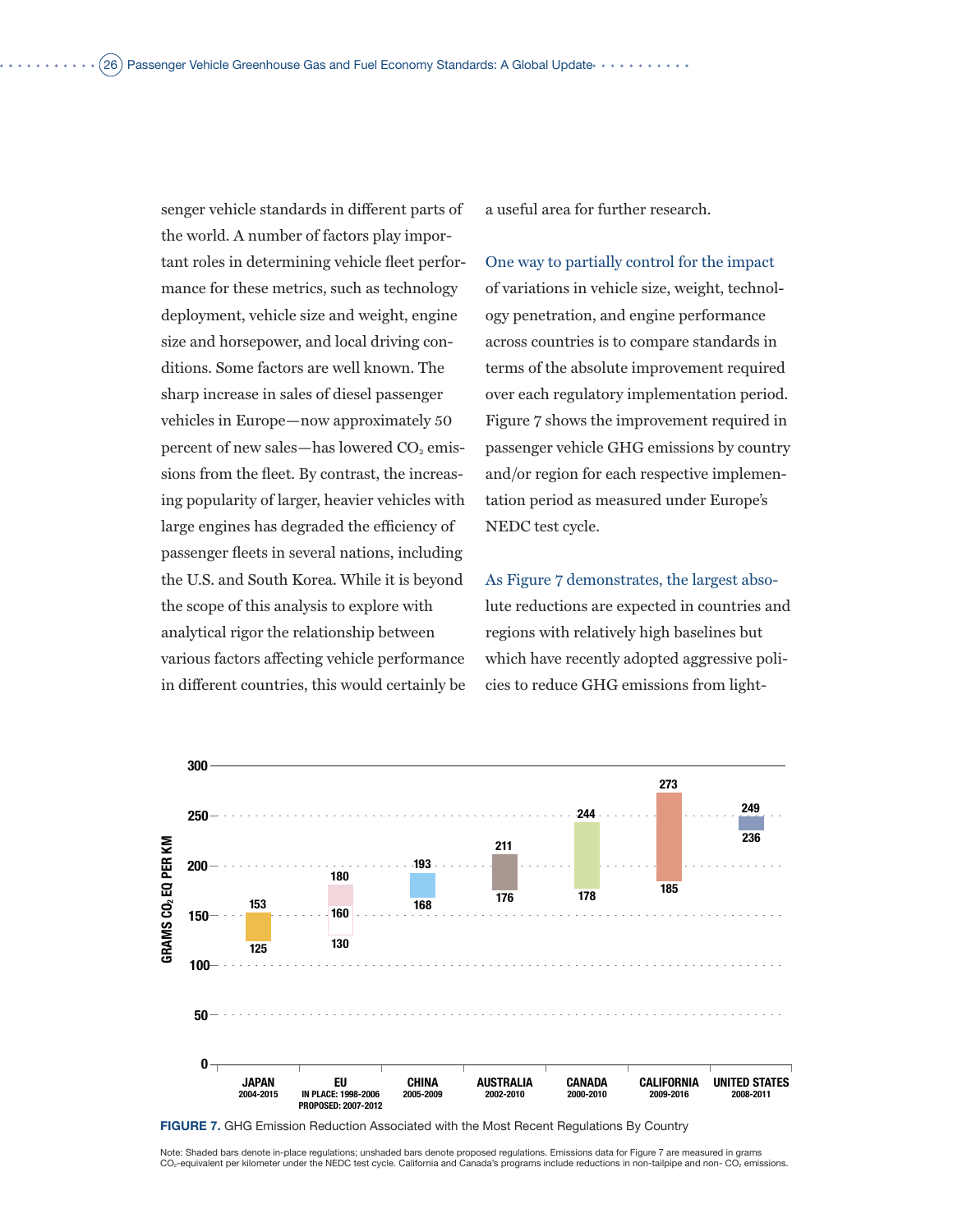senger vehicle standards in different parts of the world. A number of factors play important roles in determining vehicle fleet performance for these metrics, such as technology deployment, vehicle size and weight, engine size and horsepower, and local driving conditions. Some factors are well known. The sharp increase in sales of diesel passenger vehicles in Europe—now approximately 50 percent of new sales—has lowered $CO_2$ emissions from the fleet. By contrast, the increasing popularity of larger, heavier vehicles with large engines has degraded the efficiency of passenger fleets in several nations, including the U.S. and South Korea. While it is beyond the scope of this analysis to explore with analytical rigor the relationship between various factors affecting vehicle performance in different countries, this would certainly be a useful area for further research.

One way to partially control for the impact of variations in vehicle size, weight, technology penetration, and engine performance across countries is to compare standards in terms of the absolute improvement required over each regulatory implementation period. Figure 7 shows the improvement required in passenger vehicle GHG emissions by country and/or region for each respective implementation period as measured under Europe's NEDC test cycle.

As Figure 7 demonstrates, the largest absolute reductions are expected in countries and regions with relatively high baselines but which have recently adopted aggressive policies to reduce GHG emissions from light-

| Country/Region | Period | Start (g $CO_2$ eq/km) | End (g $CO_2$ eq/km) |
|---|---|---|---|
| Japan | 2004-2015 | 153 | 125 |
| EU | In place: 1998-2006; Proposed: 2007-2012 | 180 | 160 (in place); 130 (proposed) |
| China | 2005-2009 | 193 | 168 |
| Australia | 2002-2010 | 211 | 176 |
| Canada | 2000-2010 | 244 | 178 |
| California | 2009-2016 | 273 | 185 |
| United States | 2008-2011 | 249 | 236 |

**FIGURE 7.** GHG Emission Reduction Associated with the Most Recent Regulations By Country

Note: Shaded bars denote in-place regulations; unshaded bars denote proposed regulations. Emissions data for Figure 7 are measured in grams $CO_2$-equivalent per kilometer under the NEDC test cycle. California and Canada's programs include reductions in non-tailpipe and non- $CO_2$ emissions.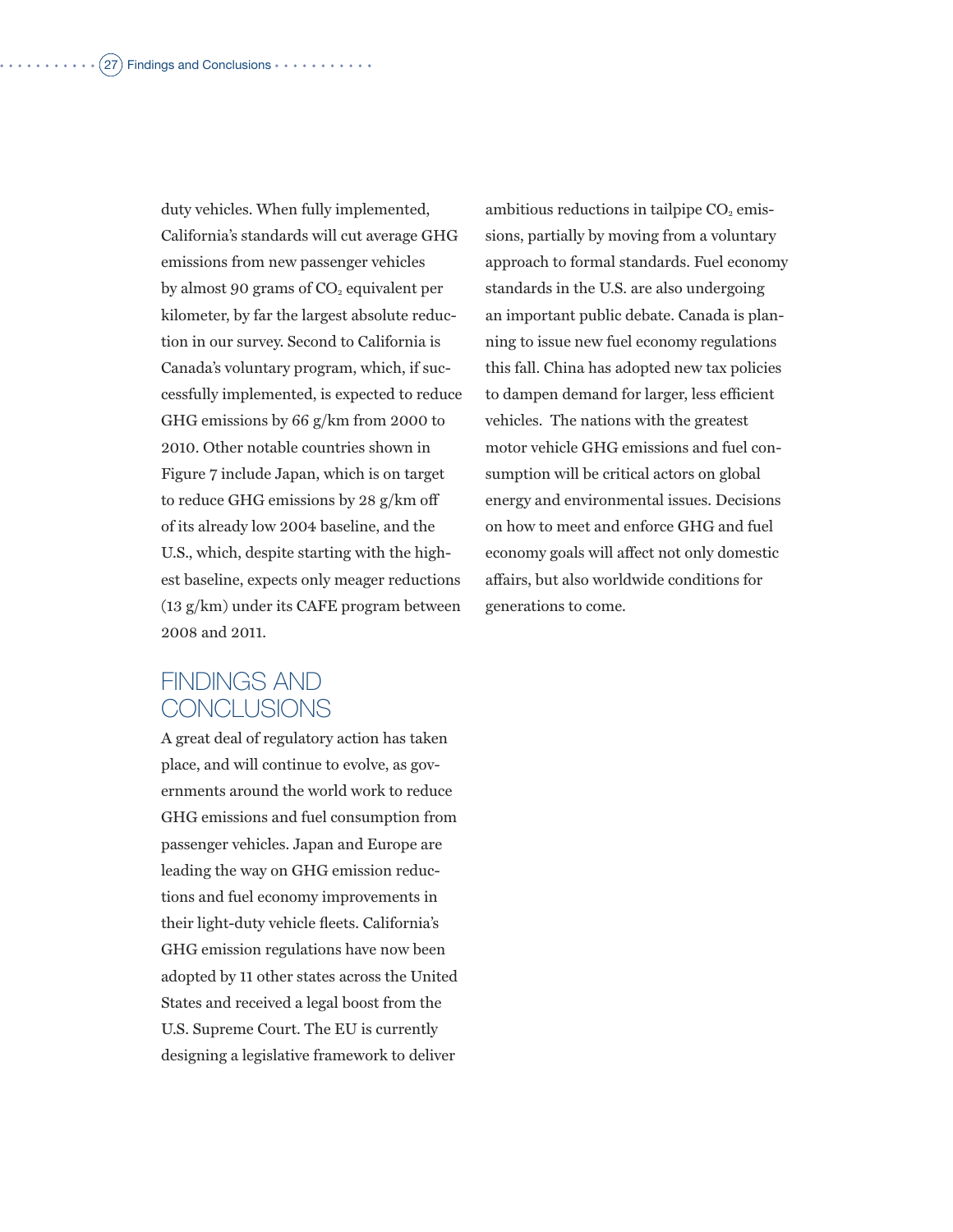duty vehicles. When fully implemented, California's standards will cut average GHG emissions from new passenger vehicles by almost 90 grams of $CO_2$ equivalent per kilometer, by far the largest absolute reduction in our survey. Second to California is Canada's voluntary program, which, if successfully implemented, is expected to reduce GHG emissions by 66 g/km from 2000 to 2010. Other notable countries shown in Figure 7 include Japan, which is on target to reduce GHG emissions by 28 g/km off of its already low 2004 baseline, and the U.S., which, despite starting with the highest baseline, expects only meager reductions (13 g/km) under its CAFE program between 2008 and 2011.

## FINDINGS AND CONCLUSIONS

A great deal of regulatory action has taken place, and will continue to evolve, as governments around the world work to reduce GHG emissions and fuel consumption from passenger vehicles. Japan and Europe are leading the way on GHG emission reductions and fuel economy improvements in their light-duty vehicle fleets. California's GHG emission regulations have now been adopted by 11 other states across the United States and received a legal boost from the U.S. Supreme Court. The EU is currently designing a legislative framework to deliver ambitious reductions in tailpipe $CO_2$ emissions, partially by moving from a voluntary approach to formal standards. Fuel economy standards in the U.S. are also undergoing an important public debate. Canada is planning to issue new fuel economy regulations this fall. China has adopted new tax policies to dampen demand for larger, less efficient vehicles. The nations with the greatest motor vehicle GHG emissions and fuel consumption will be critical actors on global energy and environmental issues. Decisions on how to meet and enforce GHG and fuel economy goals will affect not only domestic affairs, but also worldwide conditions for generations to come.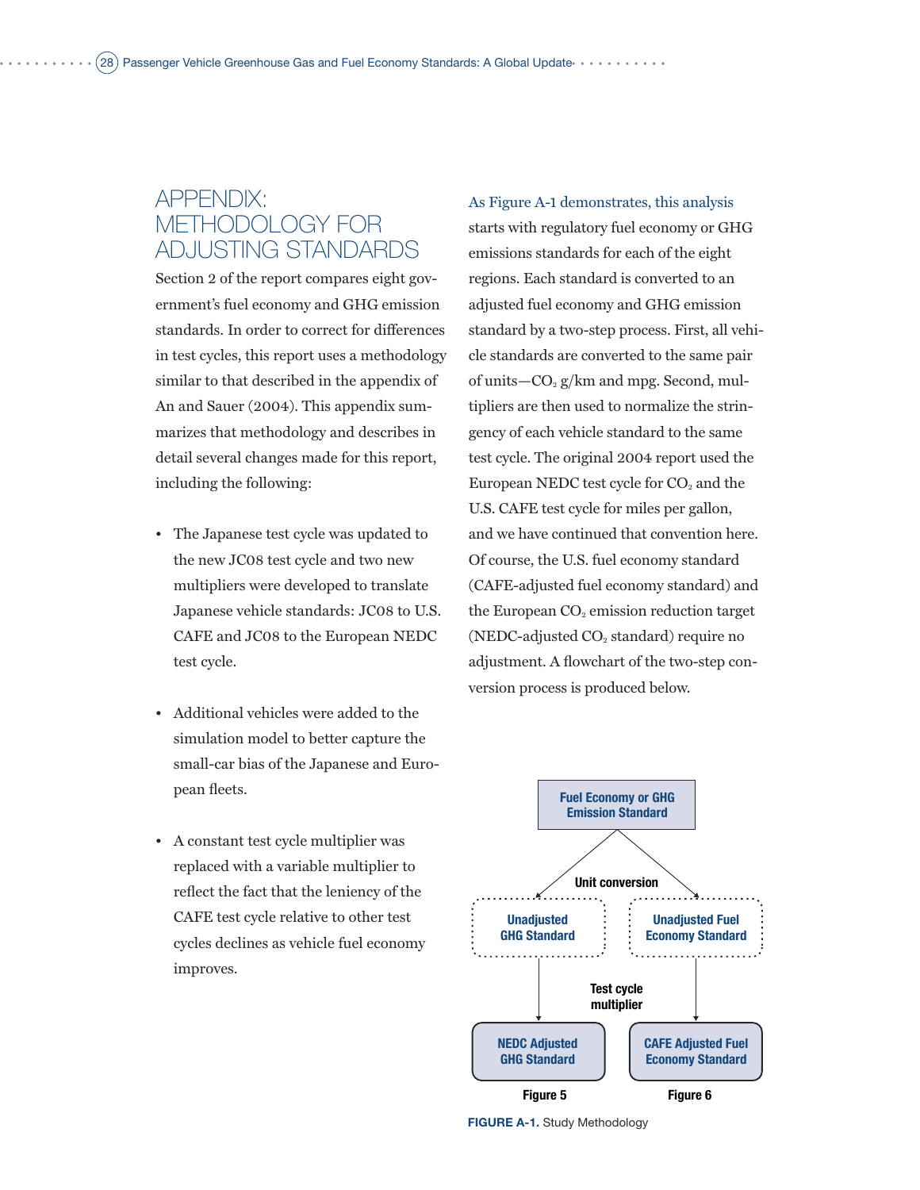# APPENDIX: METHODOLOGY FOR ADJUSTING STANDARDS

Section 2 of the report compares eight government's fuel economy and GHG emission standards. In order to correct for differences in test cycles, this report uses a methodology similar to that described in the appendix of An and Sauer (2004). This appendix summarizes that methodology and describes in detail several changes made for this report, including the following:

- The Japanese test cycle was updated to the new JC08 test cycle and two new multipliers were developed to translate Japanese vehicle standards: JC08 to U.S. CAFE and JC08 to the European NEDC test cycle.
- Additional vehicles were added to the simulation model to better capture the small-car bias of the Japanese and European fleets.
- A constant test cycle multiplier was replaced with a variable multiplier to reflect the fact that the leniency of the CAFE test cycle relative to other test cycles declines as vehicle fuel economy improves.

As Figure A-1 demonstrates, this analysis starts with regulatory fuel economy or GHG emissions standards for each of the eight regions. Each standard is converted to an adjusted fuel economy and GHG emission standard by a two-step process. First, all vehicle standards are converted to the same pair of units—$CO_2$ g/km and mpg. Second, multipliers are then used to normalize the stringency of each vehicle standard to the same test cycle. The original 2004 report used the European NEDC test cycle for $CO_2$ and the U.S. CAFE test cycle for miles per gallon, and we have continued that convention here. Of course, the U.S. fuel economy standard (CAFE-adjusted fuel economy standard) and the European $CO_2$ emission reduction target (NEDC-adjusted $CO_2$ standard) require no adjustment. A flowchart of the two-step conversion process is produced below.

Fuel Economy or GHG Emission Standard

Unit conversion

Unadjusted GHG Standard | Unadjusted Fuel Economy Standard

Test cycle multiplier

NEDC Adjusted GHG Standard (Figure 5) | CAFE Adjusted Fuel Economy Standard (Figure 6)

**FIGURE A-1.** Study Methodology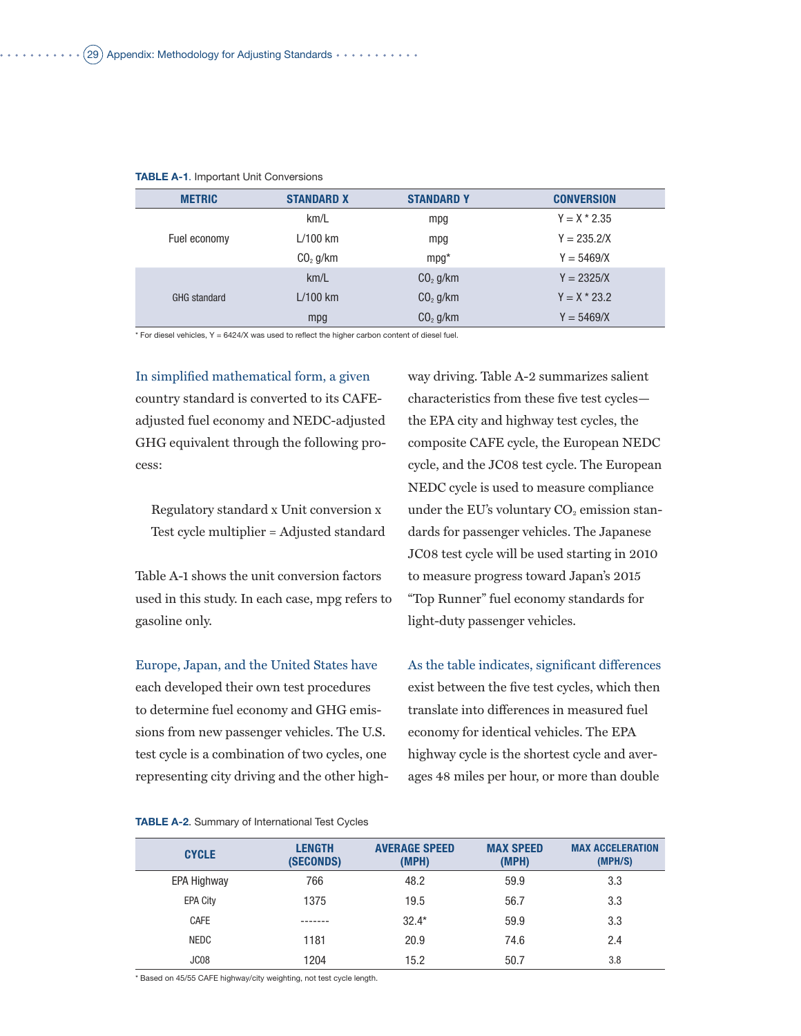**TABLE A-1**. Important Unit Conversions

| METRIC | STANDARD X | STANDARD Y | CONVERSION |
|---|---|---|---|
| Fuel economy | km/L | mpg | Y = X * 2.35 |
| | L/100 km | mpg | Y = 235.2/X |
| | $CO_2$ g/km | mpg* | Y = 5469/X |
| GHG standard | km/L | $CO_2$ g/km | Y = 2325/X |
| | L/100 km | $CO_2$ g/km | Y = X * 23.2 |
| | mpg | $CO_2$ g/km | Y = 5469/X |

* For diesel vehicles, Y = 6424/X was used to reflect the higher carbon content of diesel fuel.

In simplified mathematical form, a given country standard is converted to its CAFE-adjusted fuel economy and NEDC-adjusted GHG equivalent through the following process:

Regulatory standard x Unit conversion x Test cycle multiplier = Adjusted standard

Table A-1 shows the unit conversion factors used in this study. In each case, mpg refers to gasoline only.

Europe, Japan, and the United States have each developed their own test procedures to determine fuel economy and GHG emissions from new passenger vehicles. The U.S. test cycle is a combination of two cycles, one representing city driving and the other highway driving. Table A-2 summarizes salient characteristics from these five test cycles—the EPA city and highway test cycles, the composite CAFE cycle, the European NEDC cycle, and the JC08 test cycle. The European NEDC cycle is used to measure compliance under the EU's voluntary $CO_2$ emission standards for passenger vehicles. The Japanese JC08 test cycle will be used starting in 2010 to measure progress toward Japan's 2015 "Top Runner" fuel economy standards for light-duty passenger vehicles.

As the table indicates, significant differences exist between the five test cycles, which then translate into differences in measured fuel economy for identical vehicles. The EPA highway cycle is the shortest cycle and averages 48 miles per hour, or more than double

**TABLE A-2**. Summary of International Test Cycles

| CYCLE | LENGTH (SECONDS) | AVERAGE SPEED (MPH) | MAX SPEED (MPH) | MAX ACCELERATION (MPH/S) |
|---|---|---|---|---|
| EPA Highway | 766 | 48.2 | 59.9 | 3.3 |
| EPA City | 1375 | 19.5 | 56.7 | 3.3 |
| CAFE | ------- | 32.4* | 59.9 | 3.3 |
| NEDC | 1181 | 20.9 | 74.6 | 2.4 |
| JC08 | 1204 | 15.2 | 50.7 | 3.8 |

* Based on 45/55 CAFE highway/city weighting, not test cycle length.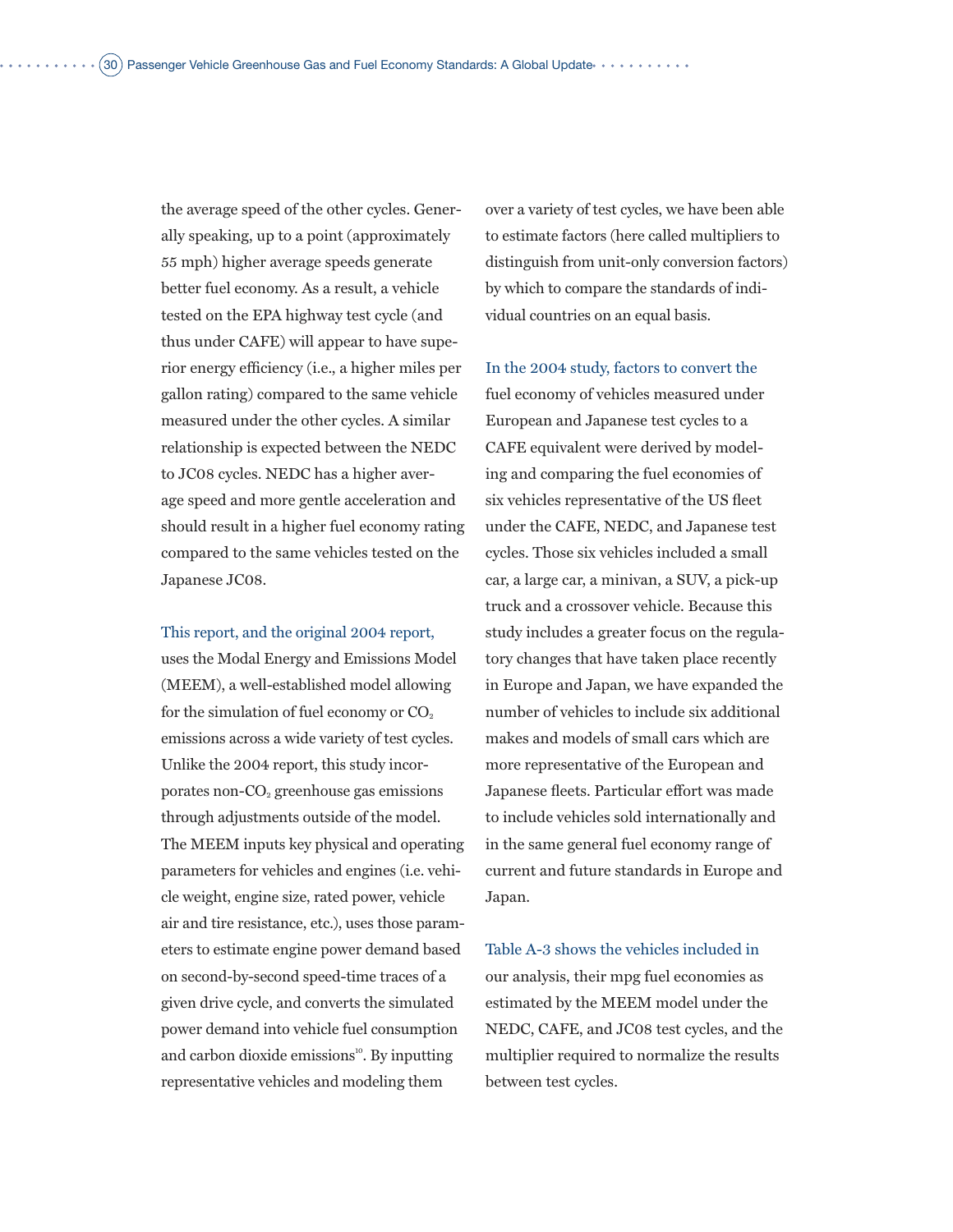the average speed of the other cycles. Generally speaking, up to a point (approximately 55 mph) higher average speeds generate better fuel economy. As a result, a vehicle tested on the EPA highway test cycle (and thus under CAFE) will appear to have superior energy efficiency (i.e., a higher miles per gallon rating) compared to the same vehicle measured under the other cycles. A similar relationship is expected between the NEDC to JC08 cycles. NEDC has a higher average speed and more gentle acceleration and should result in a higher fuel economy rating compared to the same vehicles tested on the Japanese JC08.

This report, and the original 2004 report, uses the Modal Energy and Emissions Model (MEEM), a well-established model allowing for the simulation of fuel economy or $CO_2$ emissions across a wide variety of test cycles. Unlike the 2004 report, this study incorporates non-$CO_2$ greenhouse gas emissions through adjustments outside of the model. The MEEM inputs key physical and operating parameters for vehicles and engines (i.e. vehicle weight, engine size, rated power, vehicle air and tire resistance, etc.), uses those parameters to estimate engine power demand based on second-by-second speed-time traces of a given drive cycle, and converts the simulated power demand into vehicle fuel consumption and carbon dioxide emissions[10]. By inputting representative vehicles and modeling them over a variety of test cycles, we have been able to estimate factors (here called multipliers to distinguish from unit-only conversion factors) by which to compare the standards of individual countries on an equal basis.

In the 2004 study, factors to convert the fuel economy of vehicles measured under European and Japanese test cycles to a CAFE equivalent were derived by modeling and comparing the fuel economies of six vehicles representative of the US fleet under the CAFE, NEDC, and Japanese test cycles. Those six vehicles included a small car, a large car, a minivan, a SUV, a pick-up truck and a crossover vehicle. Because this study includes a greater focus on the regulatory changes that have taken place recently in Europe and Japan, we have expanded the number of vehicles to include six additional makes and models of small cars which are more representative of the European and Japanese fleets. Particular effort was made to include vehicles sold internationally and in the same general fuel economy range of current and future standards in Europe and Japan.

Table A-3 shows the vehicles included in our analysis, their mpg fuel economies as estimated by the MEEM model under the NEDC, CAFE, and JC08 test cycles, and the multiplier required to normalize the results between test cycles.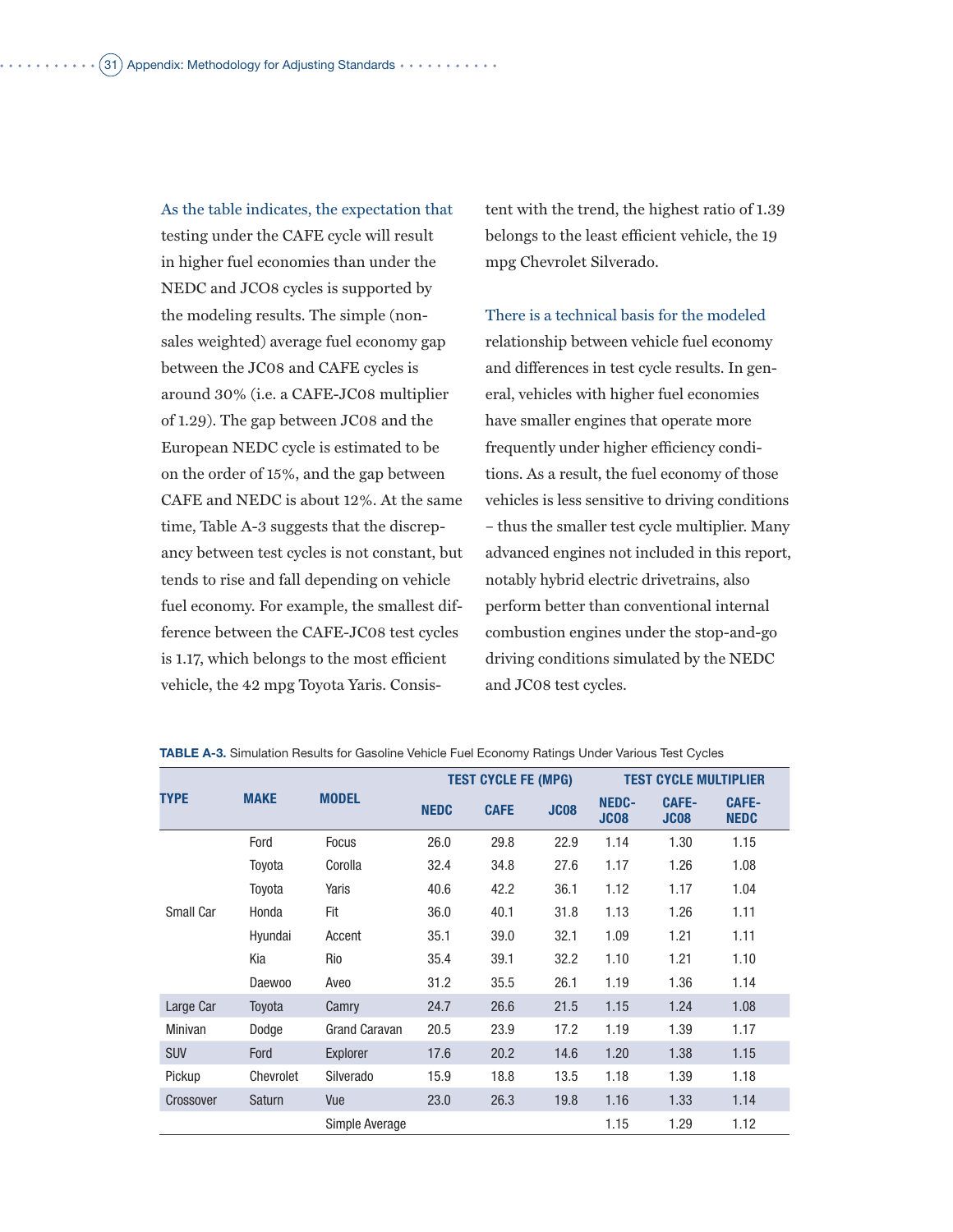As the table indicates, the expectation that testing under the CAFE cycle will result in higher fuel economies than under the NEDC and JCO8 cycles is supported by the modeling results. The simple (non-sales weighted) average fuel economy gap between the JC08 and CAFE cycles is around 30% (i.e. a CAFE-JC08 multiplier of 1.29). The gap between JC08 and the European NEDC cycle is estimated to be on the order of 15%, and the gap between CAFE and NEDC is about 12%. At the same time, Table A-3 suggests that the discrepancy between test cycles is not constant, but tends to rise and fall depending on vehicle fuel economy. For example, the smallest difference between the CAFE-JC08 test cycles is 1.17, which belongs to the most efficient vehicle, the 42 mpg Toyota Yaris. Consistent with the trend, the highest ratio of 1.39 belongs to the least efficient vehicle, the 19 mpg Chevrolet Silverado.

There is a technical basis for the modeled relationship between vehicle fuel economy and differences in test cycle results. In general, vehicles with higher fuel economies have smaller engines that operate more frequently under higher efficiency conditions. As a result, the fuel economy of those vehicles is less sensitive to driving conditions – thus the smaller test cycle multiplier. Many advanced engines not included in this report, notably hybrid electric drivetrains, also perform better than conventional internal combustion engines under the stop-and-go driving conditions simulated by the NEDC and JC08 test cycles.

**TABLE A-3.** Simulation Results for Gasoline Vehicle Fuel Economy Ratings Under Various Test Cycles

| TYPE | MAKE | MODEL | TEST CYCLE FE (MPG) | | | TEST CYCLE MULTIPLIER | | |
|---|---|---|---|---|---|---|---|---|
| | | | NEDC | CAFE | JC08 | NEDC-JC08 | CAFE-JC08 | CAFE-NEDC |
| Small Car | Ford | Focus | 26.0 | 29.8 | 22.9 | 1.14 | 1.30 | 1.15 |
| | Toyota | Corolla | 32.4 | 34.8 | 27.6 | 1.17 | 1.26 | 1.08 |
| | Toyota | Yaris | 40.6 | 42.2 | 36.1 | 1.12 | 1.17 | 1.04 |
| | Honda | Fit | 36.0 | 40.1 | 31.8 | 1.13 | 1.26 | 1.11 |
| | Hyundai | Accent | 35.1 | 39.0 | 32.1 | 1.09 | 1.21 | 1.11 |
| | Kia | Rio | 35.4 | 39.1 | 32.2 | 1.10 | 1.21 | 1.10 |
| | Daewoo | Aveo | 31.2 | 35.5 | 26.1 | 1.19 | 1.36 | 1.14 |
| Large Car | Toyota | Camry | 24.7 | 26.6 | 21.5 | 1.15 | 1.24 | 1.08 |
| Minivan | Dodge | Grand Caravan | 20.5 | 23.9 | 17.2 | 1.19 | 1.39 | 1.17 |
| SUV | Ford | Explorer | 17.6 | 20.2 | 14.6 | 1.20 | 1.38 | 1.15 |
| Pickup | Chevrolet | Silverado | 15.9 | 18.8 | 13.5 | 1.18 | 1.39 | 1.18 |
| Crossover | Saturn | Vue | 23.0 | 26.3 | 19.8 | 1.16 | 1.33 | 1.14 |
| | | Simple Average | | | | 1.15 | 1.29 | 1.12 |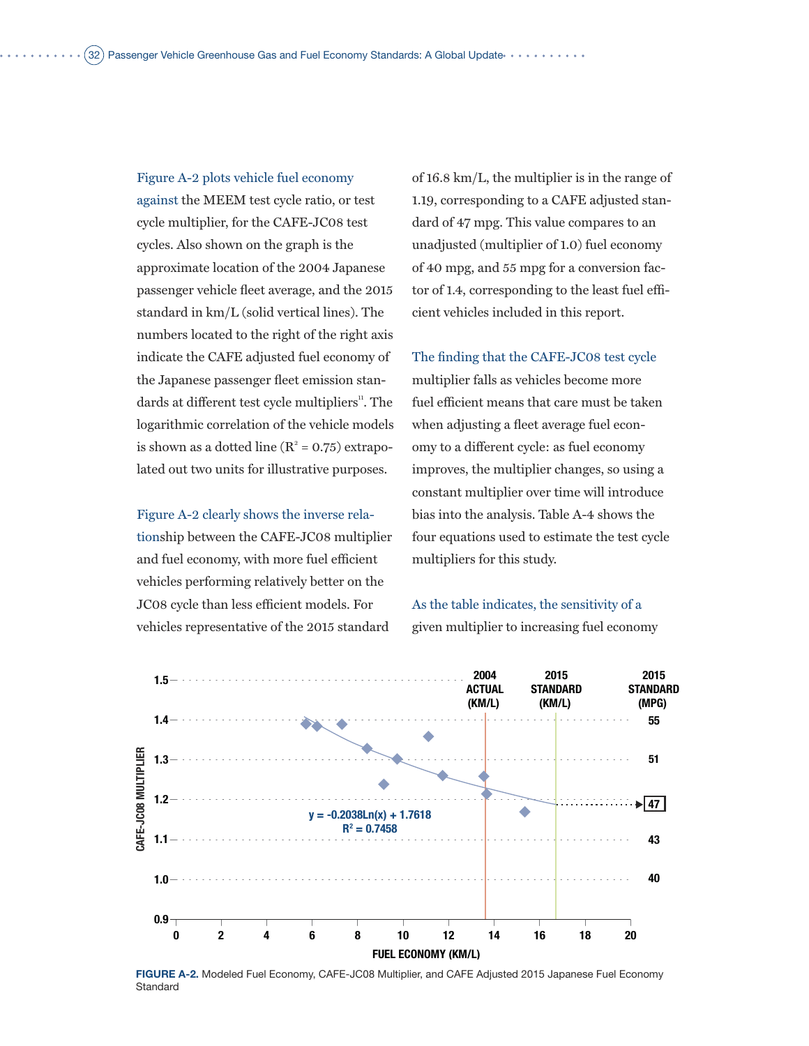Figure A-2 plots vehicle fuel economy against the MEEM test cycle ratio, or test cycle multiplier, for the CAFE-JC08 test cycles. Also shown on the graph is the approximate location of the 2004 Japanese passenger vehicle fleet average, and the 2015 standard in km/L (solid vertical lines). The numbers located to the right of the right axis indicate the CAFE adjusted fuel economy of the Japanese passenger fleet emission standards at different test cycle multipliers[11]. The logarithmic correlation of the vehicle models is shown as a dotted line ($R^2$ = 0.75) extrapolated out two units for illustrative purposes.

Figure A-2 clearly shows the inverse relationship between the CAFE-JC08 multiplier and fuel economy, with more fuel efficient vehicles performing relatively better on the JC08 cycle than less efficient models. For vehicles representative of the 2015 standard of 16.8 km/L, the multiplier is in the range of 1.19, corresponding to a CAFE adjusted standard of 47 mpg. This value compares to an unadjusted (multiplier of 1.0) fuel economy of 40 mpg, and 55 mpg for a conversion factor of 1.4, corresponding to the least fuel efficient vehicles included in this report.

The finding that the CAFE-JC08 test cycle multiplier falls as vehicles become more fuel efficient means that care must be taken when adjusting a fleet average fuel economy to a different cycle: as fuel economy improves, the multiplier changes, so using a constant multiplier over time will introduce bias into the analysis. Table A-4 shows the four equations used to estimate the test cycle multipliers for this study.

As the table indicates, the sensitivity of a given multiplier to increasing fuel economy

**FIGURE A-2.** Modeled Fuel Economy, CAFE-JC08 Multiplier, and CAFE Adjusted 2015 Japanese Fuel Economy Standard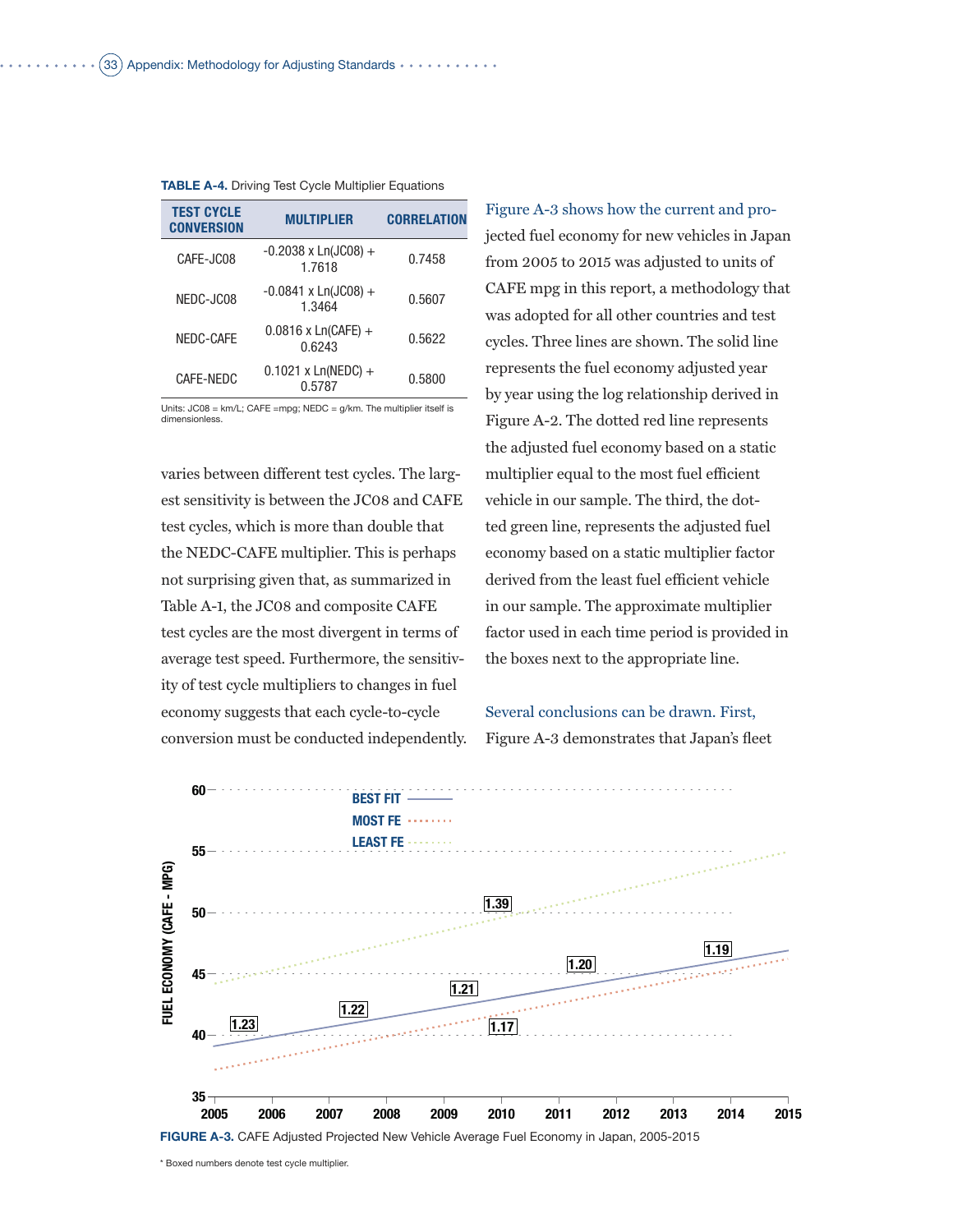**TABLE A-4.** Driving Test Cycle Multiplier Equations

| TEST CYCLE CONVERSION | MULTIPLIER | CORRELATION |
|---|---|---|
| CAFE-JC08 | -0.2038 x Ln(JC08) + 1.7618 | 0.7458 |
| NEDC-JC08 | -0.0841 x Ln(JC08) + 1.3464 | 0.5607 |
| NEDC-CAFE | 0.0816 x Ln(CAFE) + 0.6243 | 0.5622 |
| CAFE-NEDC | 0.1021 x Ln(NEDC) + 0.5787 | 0.5800 |

Units: JC08 = km/L; CAFE =mpg; NEDC = g/km. The multiplier itself is dimensionless.

varies between different test cycles. The largest sensitivity is between the JC08 and CAFE test cycles, which is more than double that the NEDC-CAFE multiplier. This is perhaps not surprising given that, as summarized in Table A-1, the JC08 and composite CAFE test cycles are the most divergent in terms of average test speed. Furthermore, the sensitivity of test cycle multipliers to changes in fuel economy suggests that each cycle-to-cycle conversion must be conducted independently.

Figure A-3 shows how the current and projected fuel economy for new vehicles in Japan from 2005 to 2015 was adjusted to units of CAFE mpg in this report, a methodology that was adopted for all other countries and test cycles. Three lines are shown. The solid line represents the fuel economy adjusted year by year using the log relationship derived in Figure A-2. The dotted red line represents the adjusted fuel economy based on a static multiplier equal to the most fuel efficient vehicle in our sample. The third, the dotted green line, represents the adjusted fuel economy based on a static multiplier factor derived from the least fuel efficient vehicle in our sample. The approximate multiplier factor used in each time period is provided in the boxes next to the appropriate line.

Several conclusions can be drawn. First, Figure A-3 demonstrates that Japan's fleet

**FIGURE A-3.** CAFE Adjusted Projected New Vehicle Average Fuel Economy in Japan, 2005-2015

\* Boxed numbers denote test cycle multiplier.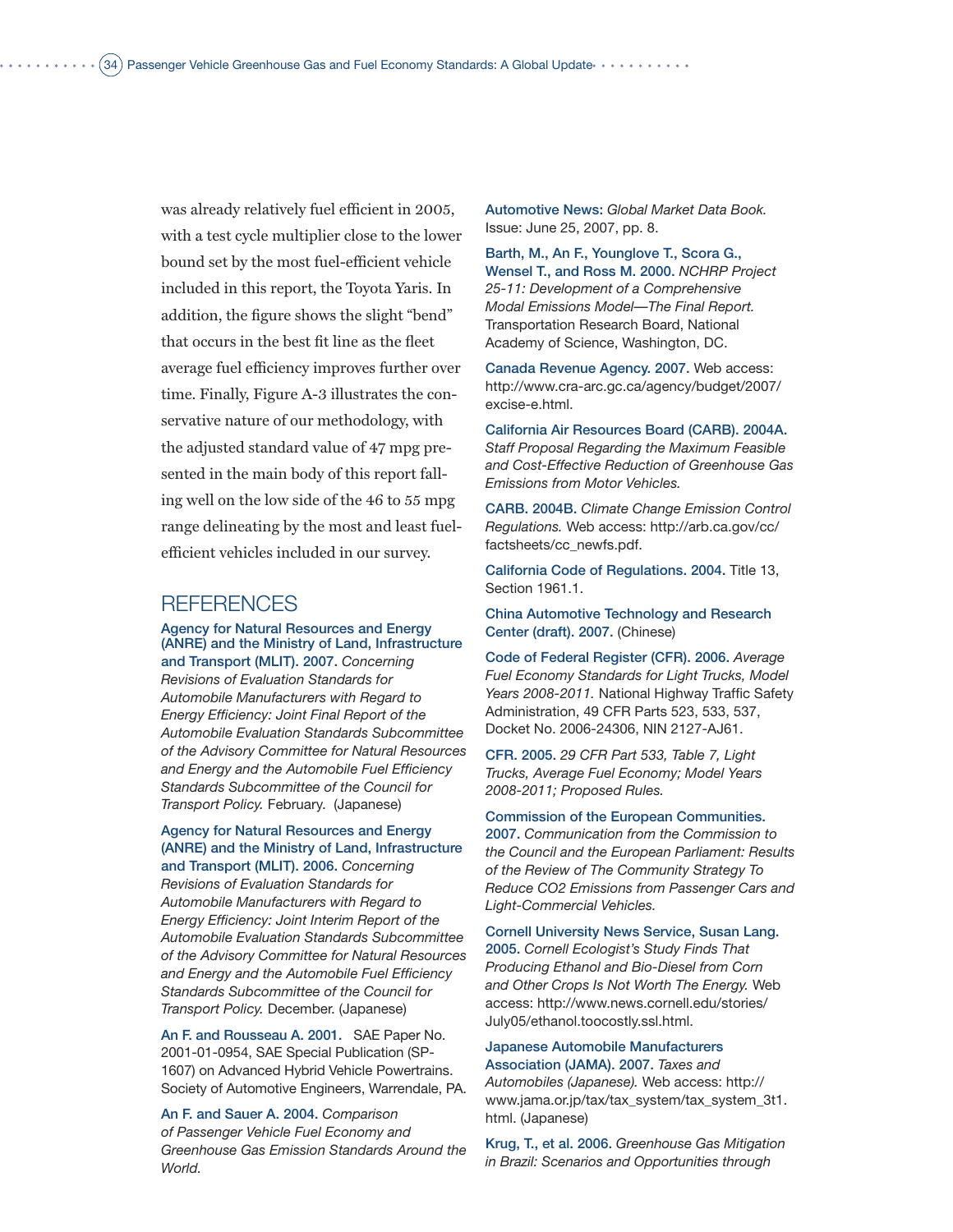was already relatively fuel efficient in 2005, with a test cycle multiplier close to the lower bound set by the most fuel-efficient vehicle included in this report, the Toyota Yaris. In addition, the figure shows the slight "bend" that occurs in the best fit line as the fleet average fuel efficiency improves further over time. Finally, Figure A-3 illustrates the conservative nature of our methodology, with the adjusted standard value of 47 mpg presented in the main body of this report falling well on the low side of the 46 to 55 mpg range delineating by the most and least fuel-efficient vehicles included in our survey.

## REFERENCES

**Agency for Natural Resources and Energy (ANRE) and the Ministry of Land, Infrastructure and Transport (MLIT). 2007.** *Concerning Revisions of Evaluation Standards for Automobile Manufacturers with Regard to Energy Efficiency: Joint Final Report of the Automobile Evaluation Standards Subcommittee of the Advisory Committee for Natural Resources and Energy and the Automobile Fuel Efficiency Standards Subcommittee of the Council for Transport Policy.* February. (Japanese)

**Agency for Natural Resources and Energy (ANRE) and the Ministry of Land, Infrastructure and Transport (MLIT). 2006.** *Concerning Revisions of Evaluation Standards for Automobile Manufacturers with Regard to Energy Efficiency: Joint Interim Report of the Automobile Evaluation Standards Subcommittee of the Advisory Committee for Natural Resources and Energy and the Automobile Fuel Efficiency Standards Subcommittee of the Council for Transport Policy.* December. (Japanese)

**An F. and Rousseau A. 2001.** SAE Paper No. 2001-01-0954, SAE Special Publication (SP-1607) on Advanced Hybrid Vehicle Powertrains. Society of Automotive Engineers, Warrendale, PA.

**An F. and Sauer A. 2004.** *Comparison of Passenger Vehicle Fuel Economy and Greenhouse Gas Emission Standards Around the World.*

**Automotive News:** *Global Market Data Book.* Issue: June 25, 2007, pp. 8.

**Barth, M., An F., Younglove T., Scora G., Wensel T., and Ross M. 2000.** *NCHRP Project 25-11: Development of a Comprehensive Modal Emissions Model—The Final Report.* Transportation Research Board, National Academy of Science, Washington, DC.

**Canada Revenue Agency. 2007.** Web access: http://www.cra-arc.gc.ca/agency/budget/2007/excise-e.html.

**California Air Resources Board (CARB). 2004A.** *Staff Proposal Regarding the Maximum Feasible and Cost-Effective Reduction of Greenhouse Gas Emissions from Motor Vehicles.*

**CARB. 2004B.** *Climate Change Emission Control Regulations.* Web access: http://arb.ca.gov/cc/factsheets/cc_newfs.pdf.

**California Code of Regulations. 2004.** Title 13, Section 1961.1.

**China Automotive Technology and Research Center (draft). 2007.** (Chinese)

**Code of Federal Register (CFR). 2006.** *Average Fuel Economy Standards for Light Trucks, Model Years 2008-2011.* National Highway Traffic Safety Administration, 49 CFR Parts 523, 533, 537, Docket No. 2006-24306, NIN 2127-AJ61.

**CFR. 2005.** *29 CFR Part 533, Table 7, Light Trucks, Average Fuel Economy; Model Years 2008-2011; Proposed Rules.*

**Commission of the European Communities. 2007.** *Communication from the Commission to the Council and the European Parliament: Results of the Review of The Community Strategy To Reduce CO2 Emissions from Passenger Cars and Light-Commercial Vehicles.*

**Cornell University News Service, Susan Lang. 2005.** *Cornell Ecologist's Study Finds That Producing Ethanol and Bio-Diesel from Corn and Other Crops Is Not Worth The Energy.* Web access: http://www.news.cornell.edu/stories/July05/ethanol.toocostly.ssl.html.

**Japanese Automobile Manufacturers Association (JAMA). 2007.** *Taxes and Automobiles (Japanese).* Web access: http://www.jama.or.jp/tax/tax_system/tax_system_3t1.html. (Japanese)

**Krug, T., et al. 2006.** *Greenhouse Gas Mitigation in Brazil: Scenarios and Opportunities through*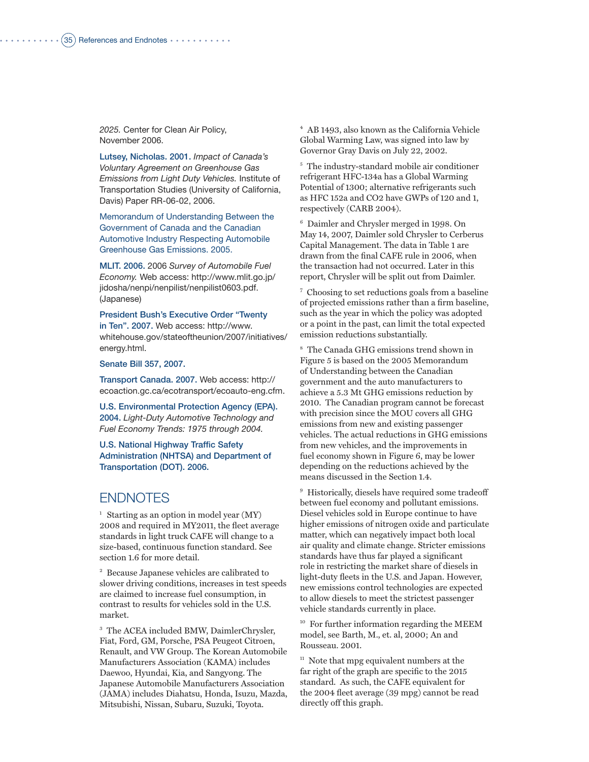2025. Center for Clean Air Policy, November 2006.

**Lutsey, Nicholas. 2001.** *Impact of Canada's Voluntary Agreement on Greenhouse Gas Emissions from Light Duty Vehicles.* Institute of Transportation Studies (University of California, Davis) Paper RR-06-02, 2006.

**Memorandum of Understanding Between the Government of Canada and the Canadian Automotive Industry Respecting Automobile Greenhouse Gas Emissions. 2005.**

**MLIT. 2006.** 2006 *Survey of Automobile Fuel Economy.* Web access: http://www.mlit.go.jp/jidosha/nenpi/nenpilist/nenpilist0603.pdf. (Japanese)

**President Bush's Executive Order "Twenty in Ten". 2007.** Web access: http://www.whitehouse.gov/stateoftheunion/2007/initiatives/energy.html.

**Senate Bill 357, 2007.**

**Transport Canada. 2007.** Web access: http://ecoaction.gc.ca/ecotransport/ecoauto-eng.cfm.

**U.S. Environmental Protection Agency (EPA). 2004.** *Light-Duty Automotive Technology and Fuel Economy Trends: 1975 through 2004.*

**U.S. National Highway Traffic Safety Administration (NHTSA) and Department of Transportation (DOT). 2006.**

## ENDNOTES

[1] Starting as an option in model year (MY) 2008 and required in MY2011, the fleet average standards in light truck CAFE will change to a size-based, continuous function standard. See section 1.6 for more detail.

[2] Because Japanese vehicles are calibrated to slower driving conditions, increases in test speeds are claimed to increase fuel consumption, in contrast to results for vehicles sold in the U.S. market.

[3] The ACEA included BMW, DaimlerChrysler, Fiat, Ford, GM, Porsche, PSA Peugeot Citroen, Renault, and VW Group. The Korean Automobile Manufacturers Association (KAMA) includes Daewoo, Hyundai, Kia, and Sangyong. The Japanese Automobile Manufacturers Association (JAMA) includes Diahatsu, Honda, Isuzu, Mazda, Mitsubishi, Nissan, Subaru, Suzuki, Toyota.

[4] AB 1493, also known as the California Vehicle Global Warming Law, was signed into law by Governor Gray Davis on July 22, 2002.

[5] The industry-standard mobile air conditioner refrigerant HFC-134a has a Global Warming Potential of 1300; alternative refrigerants such as HFC 152a and CO2 have GWPs of 120 and 1, respectively (CARB 2004).

[6] Daimler and Chrysler merged in 1998. On May 14, 2007, Daimler sold Chrysler to Cerberus Capital Management. The data in Table 1 are drawn from the final CAFE rule in 2006, when the transaction had not occurred. Later in this report, Chrysler will be split out from Daimler.

[7] Choosing to set reductions goals from a baseline of projected emissions rather than a firm baseline, such as the year in which the policy was adopted or a point in the past, can limit the total expected emission reductions substantially.

[8] The Canada GHG emissions trend shown in Figure 5 is based on the 2005 Memorandum of Understanding between the Canadian government and the auto manufacturers to achieve a 5.3 Mt GHG emissions reduction by 2010. The Canadian program cannot be forecast with precision since the MOU covers all GHG emissions from new and existing passenger vehicles. The actual reductions in GHG emissions from new vehicles, and the improvements in fuel economy shown in Figure 6, may be lower depending on the reductions achieved by the means discussed in the Section 1.4.

[9] Historically, diesels have required some tradeoff between fuel economy and pollutant emissions. Diesel vehicles sold in Europe continue to have higher emissions of nitrogen oxide and particulate matter, which can negatively impact both local air quality and climate change. Stricter emissions standards have thus far played a significant role in restricting the market share of diesels in light-duty fleets in the U.S. and Japan. However, new emissions control technologies are expected to allow diesels to meet the strictest passenger vehicle standards currently in place.

[10] For further information regarding the MEEM model, see Barth, M., et. al, 2000; An and Rousseau. 2001.

[11] Note that mpg equivalent numbers at the far right of the graph are specific to the 2015 standard. As such, the CAFE equivalent for the 2004 fleet average (39 mpg) cannot be read directly off this graph.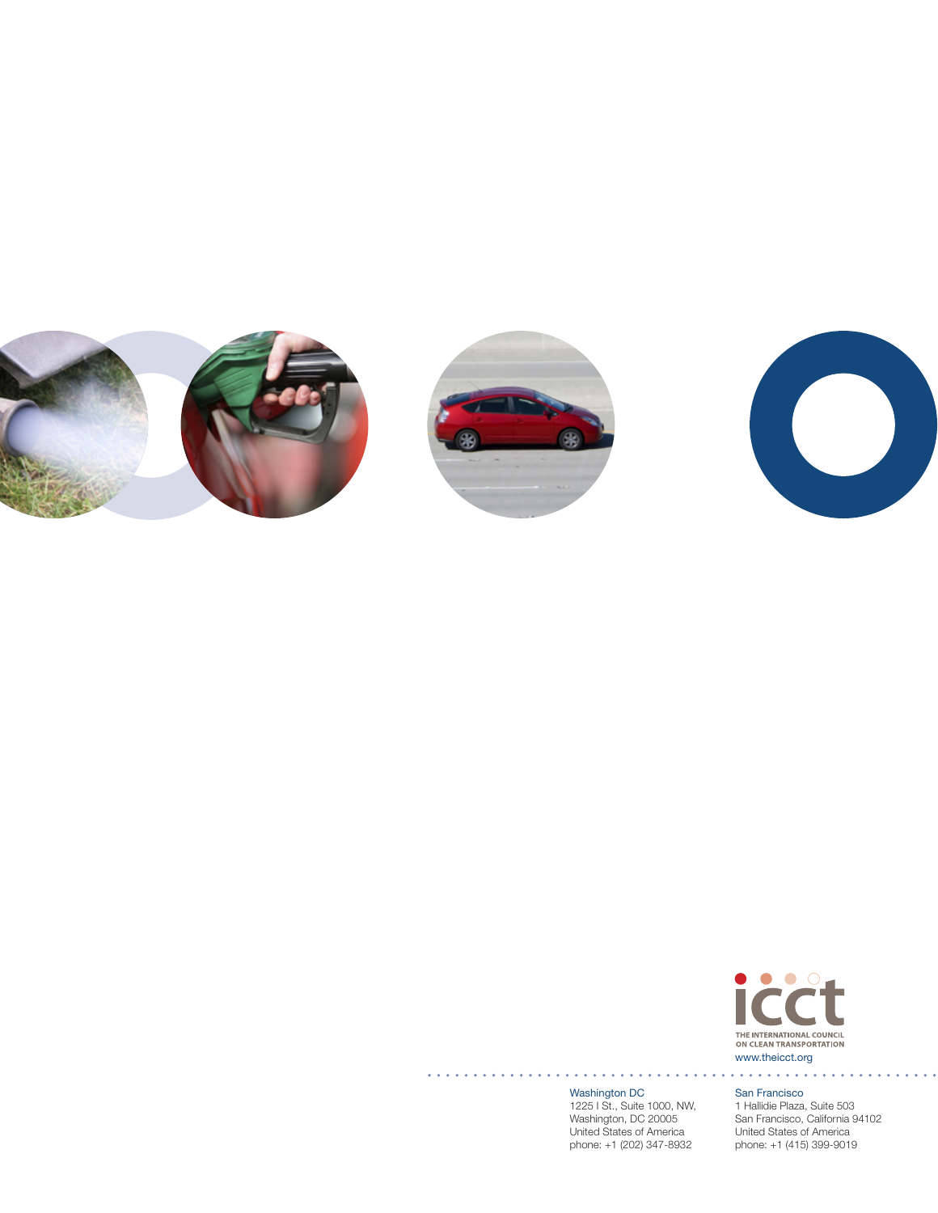THE INTERNATIONAL COUNCIL ON CLEAN TRANSPORTATION

www.theicct.org

Washington DC
1225 I St., Suite 1000, NW,
Washington, DC 20005
United States of America
phone: +1 (202) 347-8932

San Francisco
1 Hallidie Plaza, Suite 503
San Francisco, California 94102
United States of America
phone: +1 (415) 399-9019